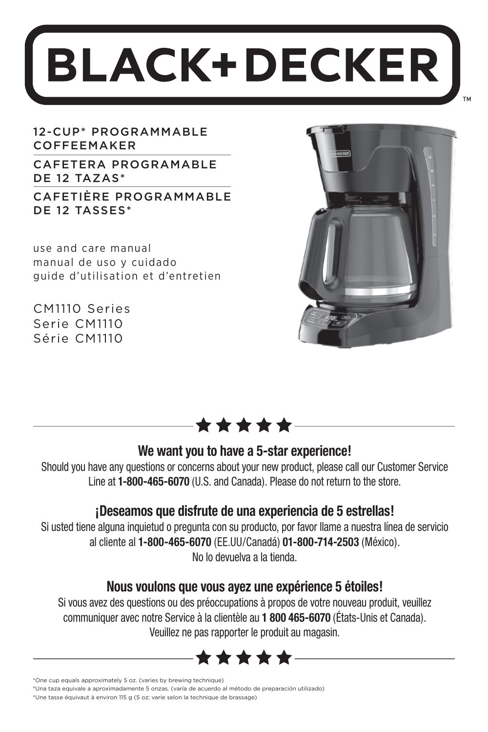# BLACK+DECKER™

12-CUP* PROGRAMMABLE COFFEEMAKER

CAFETERA PROGRAMABLE DE 12 TAZAS*

CAFETIÈRE PROGRAMMABLE DE 12 TASSES*

use and care manual
manual de uso y cuidado
guide d'utilisation et d'entretien

CM1110 Series
Serie CM1110
Série CM1110

★★★★★

## We want you to have a 5-star experience!

Should you have any questions or concerns about your new product, please call our Customer Service Line at **1-800-465-6070** (U.S. and Canada). Please do not return to the store.

## ¡Deseamos que disfrute de una experiencia de 5 estrellas!

Si usted tiene alguna inquietud o pregunta con su producto, por favor llame a nuestra línea de servicio al cliente al **1-800-465-6070** (EE.UU/Canadá) **01-800-714-2503** (México). No lo devuelva a la tienda.

## Nous voulons que vous ayez une expérience 5 étoiles!

Si vous avez des questions ou des préoccupations à propos de votre nouveau produit, veuillez communiquer avec notre Service à la clientèle au **1 800 465-6070** (États-Unis et Canada). Veuillez ne pas rapporter le produit au magasin.

★★★★★

*One cup equals approximately 5 oz. (varies by brewing technique)
*Una taza equivale a aproximadamente 5 onzas. (varía de acuerdo al método de preparación utilizado)
*Une tasse équivaut à environ 115 g (5 oz; varie selon la technique de brassage)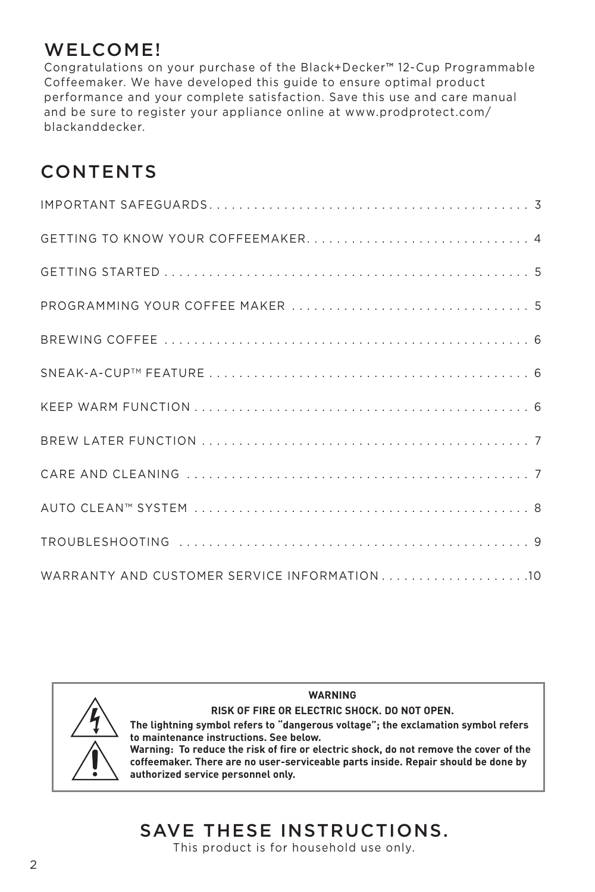## WELCOME!

Congratulations on your purchase of the Black+Decker™ 12-Cup Programmable Coffeemaker. We have developed this guide to ensure optimal product performance and your complete satisfaction. Save this use and care manual and be sure to register your appliance online at www.prodprotect.com/blackanddecker.

## CONTENTS

| | |
|---|---|
| IMPORTANT SAFEGUARDS | 3 |
| GETTING TO KNOW YOUR COFFEEMAKER | 4 |
| GETTING STARTED | 5 |
| PROGRAMMING YOUR COFFEE MAKER | 5 |
| BREWING COFFEE | 6 |
| SNEAK-A-CUP™ FEATURE | 6 |
| KEEP WARM FUNCTION | 6 |
| BREW LATER FUNCTION | 7 |
| CARE AND CLEANING | 7 |
| AUTO CLEAN™ SYSTEM | 8 |
| TROUBLESHOOTING | 9 |
| WARRANTY AND CUSTOMER SERVICE INFORMATION | 10 |

**WARNING**

**RISK OF FIRE OR ELECTRIC SHOCK. DO NOT OPEN.**

**The lightning symbol refers to "dangerous voltage"; the exclamation symbol refers to maintenance instructions. See below.**

**Warning: To reduce the risk of fire or electric shock, do not remove the cover of the coffeemaker. There are no user-serviceable parts inside. Repair should be done by authorized service personnel only.**

## SAVE THESE INSTRUCTIONS.

This product is for household use only.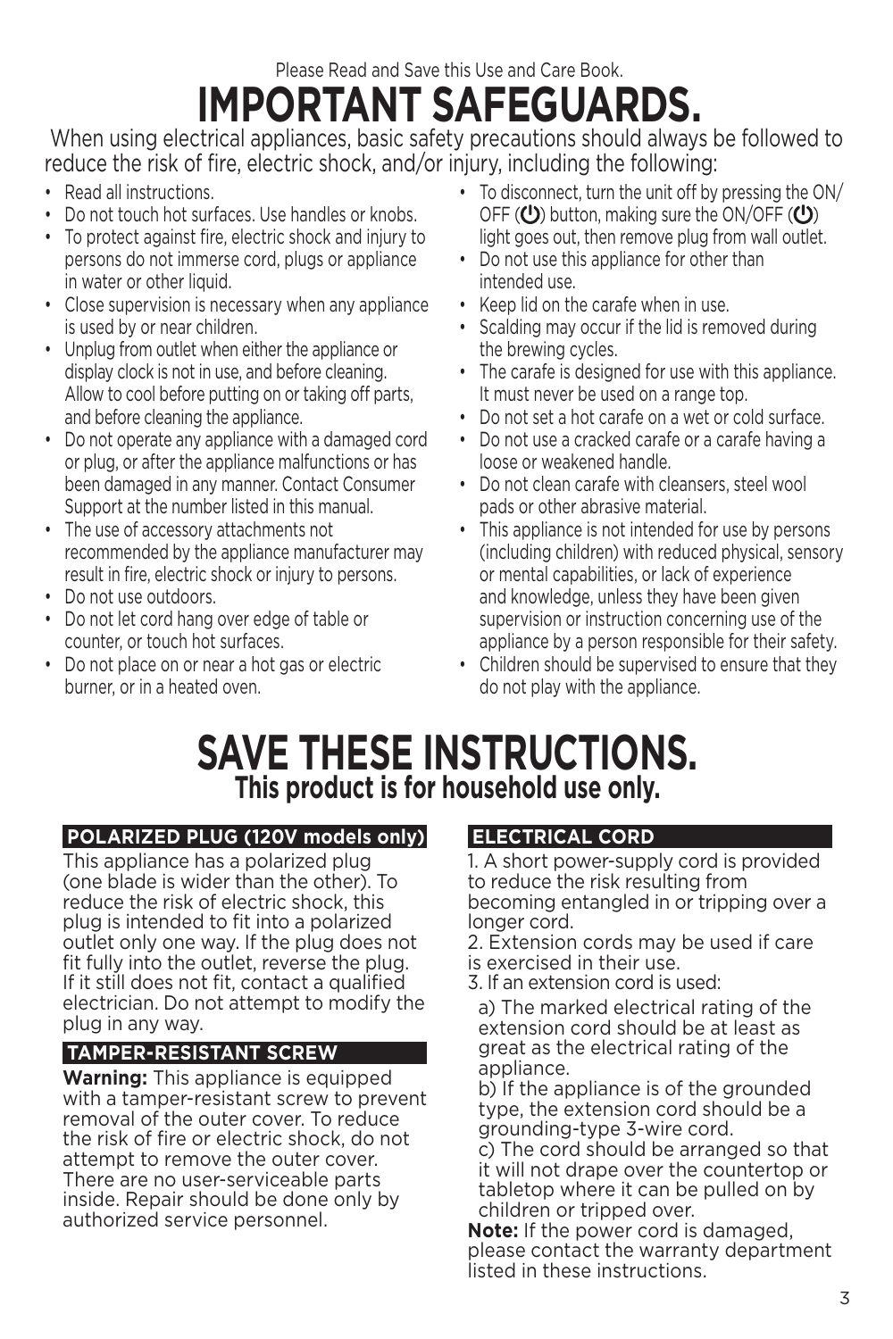Please Read and Save this Use and Care Book.

# IMPORTANT SAFEGUARDS.

When using electrical appliances, basic safety precautions should always be followed to reduce the risk of fire, electric shock, and/or injury, including the following:

- Read all instructions.
- Do not touch hot surfaces. Use handles or knobs.
- To protect against fire, electric shock and injury to persons do not immerse cord, plugs or appliance in water or other liquid.
- Close supervision is necessary when any appliance is used by or near children.
- Unplug from outlet when either the appliance or display clock is not in use, and before cleaning. Allow to cool before putting on or taking off parts, and before cleaning the appliance.
- Do not operate any appliance with a damaged cord or plug, or after the appliance malfunctions or has been damaged in any manner. Contact Consumer Support at the number listed in this manual.
- The use of accessory attachments not recommended by the appliance manufacturer may result in fire, electric shock or injury to persons.
- Do not use outdoors.
- Do not let cord hang over edge of table or counter, or touch hot surfaces.
- Do not place on or near a hot gas or electric burner, or in a heated oven.
- To disconnect, turn the unit off by pressing the ON/OFF (⏻) button, making sure the ON/OFF (⏻) light goes out, then remove plug from wall outlet.
- Do not use this appliance for other than intended use.
- Keep lid on the carafe when in use.
- Scalding may occur if the lid is removed during the brewing cycles.
- The carafe is designed for use with this appliance. It must never be used on a range top.
- Do not set a hot carafe on a wet or cold surface.
- Do not use a cracked carafe or a carafe having a loose or weakened handle.
- Do not clean carafe with cleansers, steel wool pads or other abrasive material.
- This appliance is not intended for use by persons (including children) with reduced physical, sensory or mental capabilities, or lack of experience and knowledge, unless they have been given supervision or instruction concerning use of the appliance by a person responsible for their safety.
- Children should be supervised to ensure that they do not play with the appliance.

# SAVE THESE INSTRUCTIONS.

## This product is for household use only.

### POLARIZED PLUG (120V models only)

This appliance has a polarized plug (one blade is wider than the other). To reduce the risk of electric shock, this plug is intended to fit into a polarized outlet only one way. If the plug does not fit fully into the outlet, reverse the plug. If it still does not fit, contact a qualified electrician. Do not attempt to modify the plug in any way.

### TAMPER-RESISTANT SCREW

**Warning:** This appliance is equipped with a tamper-resistant screw to prevent removal of the outer cover. To reduce the risk of fire or electric shock, do not attempt to remove the outer cover. There are no user-serviceable parts inside. Repair should be done only by authorized service personnel.

### ELECTRICAL CORD

1. A short power-supply cord is provided to reduce the risk resulting from becoming entangled in or tripping over a longer cord.
2. Extension cords may be used if care is exercised in their use.
3. If an extension cord is used:
   a) The marked electrical rating of the extension cord should be at least as great as the electrical rating of the appliance.
   b) If the appliance is of the grounded type, the extension cord should be a grounding-type 3-wire cord.
   c) The cord should be arranged so that it will not drape over the countertop or tabletop where it can be pulled on by children or tripped over.

**Note:** If the power cord is damaged, please contact the warranty department listed in these instructions.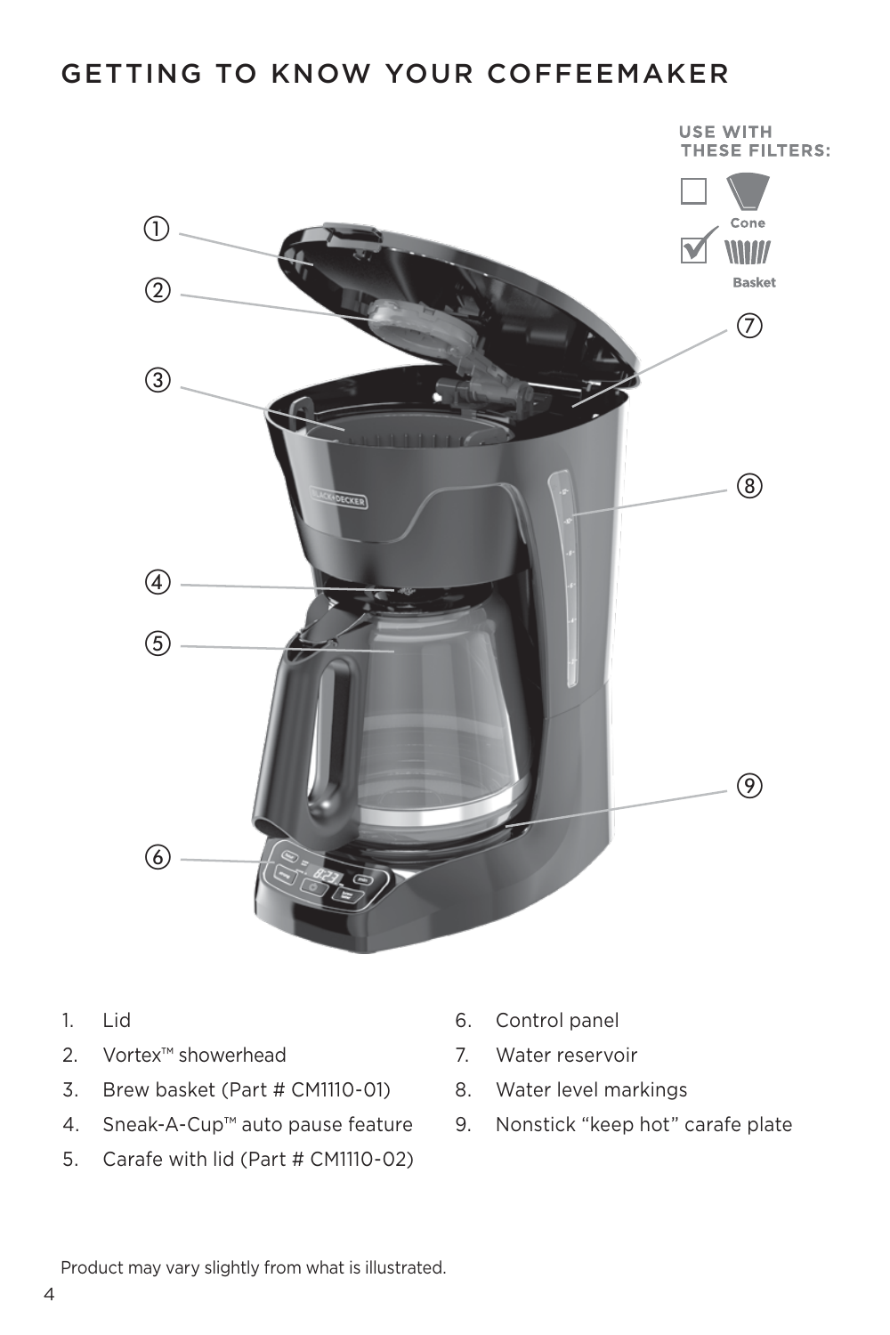# GETTING TO KNOW YOUR COFFEEMAKER

USE WITH THESE FILTERS:

- ☐ Cone
- ☑ Basket

1. Lid
2. Vortex™ showerhead
3. Brew basket (Part # CM1110-01)
4. Sneak-A-Cup™ auto pause feature
5. Carafe with lid (Part # CM1110-02)
6. Control panel
7. Water reservoir
8. Water level markings
9. Nonstick "keep hot" carafe plate

Product may vary slightly from what is illustrated.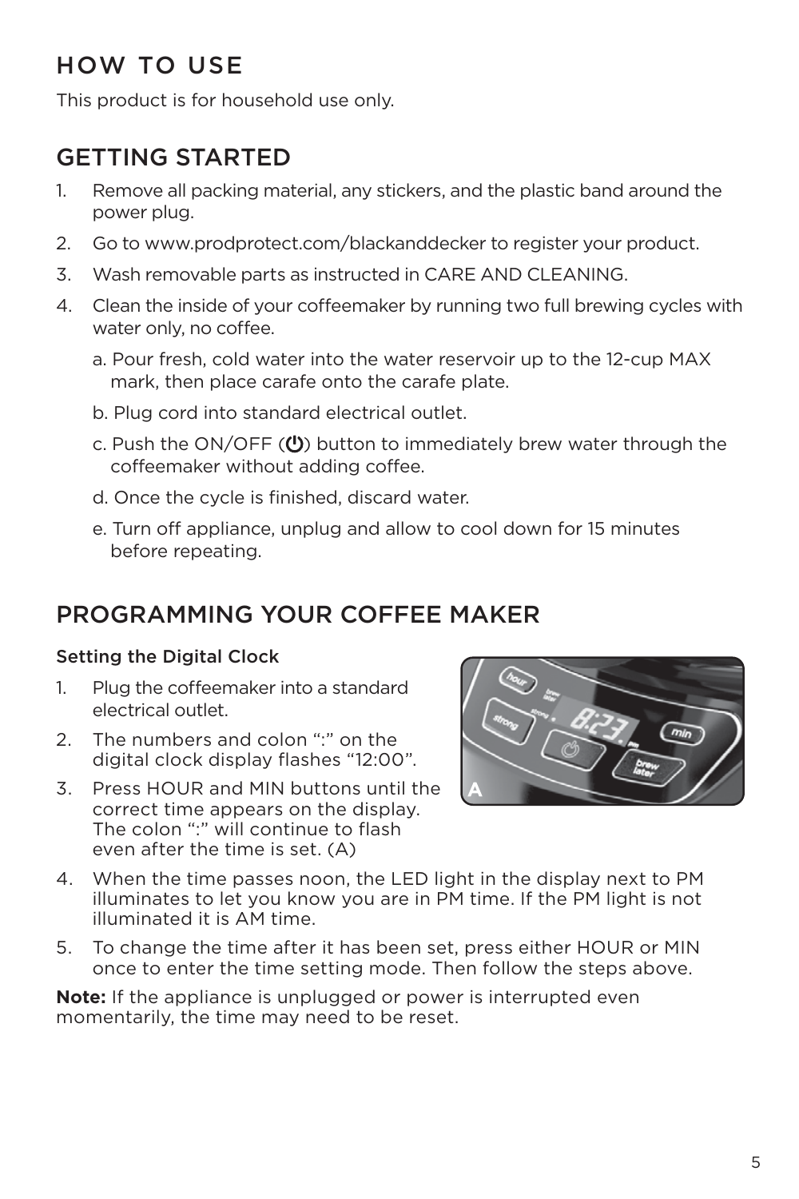# HOW TO USE

This product is for household use only.

## GETTING STARTED

1. Remove all packing material, any stickers, and the plastic band around the power plug.
2. Go to www.prodprotect.com/blackanddecker to register your product.
3. Wash removable parts as instructed in CARE AND CLEANING.
4. Clean the inside of your coffeemaker by running two full brewing cycles with water only, no coffee.
   a. Pour fresh, cold water into the water reservoir up to the 12-cup MAX mark, then place carafe onto the carafe plate.
   b. Plug cord into standard electrical outlet.
   c. Push the ON/OFF (⏻) button to immediately brew water through the coffeemaker without adding coffee.
   d. Once the cycle is finished, discard water.
   e. Turn off appliance, unplug and allow to cool down for 15 minutes before repeating.

## PROGRAMMING YOUR COFFEE MAKER

### Setting the Digital Clock

1. Plug the coffeemaker into a standard electrical outlet.
2. The numbers and colon ":" on the digital clock display flashes "12:00".
3. Press HOUR and MIN buttons until the correct time appears on the display. The colon ":" will continue to flash even after the time is set. (A)
4. When the time passes noon, the LED light in the display next to PM illuminates to let you know you are in PM time. If the PM light is not illuminated it is AM time.
5. To change the time after it has been set, press either HOUR or MIN once to enter the time setting mode. Then follow the steps above.

**Note:** If the appliance is unplugged or power is interrupted even momentarily, the time may need to be reset.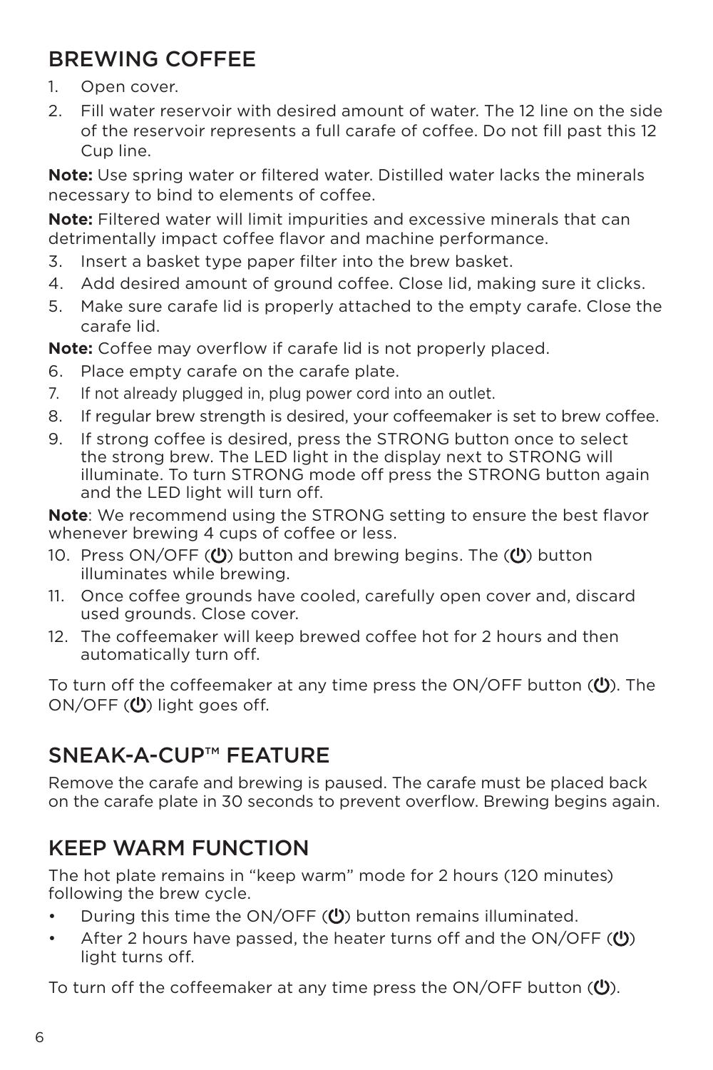## BREWING COFFEE

1. Open cover.
2. Fill water reservoir with desired amount of water. The 12 line on the side of the reservoir represents a full carafe of coffee. Do not fill past this 12 Cup line.

**Note:** Use spring water or filtered water. Distilled water lacks the minerals necessary to bind to elements of coffee.

**Note:** Filtered water will limit impurities and excessive minerals that can detrimentally impact coffee flavor and machine performance.

3. Insert a basket type paper filter into the brew basket.
4. Add desired amount of ground coffee. Close lid, making sure it clicks.
5. Make sure carafe lid is properly attached to the empty carafe. Close the carafe lid.

**Note:** Coffee may overflow if carafe lid is not properly placed.

6. Place empty carafe on the carafe plate.
7. If not already plugged in, plug power cord into an outlet.
8. If regular brew strength is desired, your coffeemaker is set to brew coffee.
9. If strong coffee is desired, press the STRONG button once to select the strong brew. The LED light in the display next to STRONG will illuminate. To turn STRONG mode off press the STRONG button again and the LED light will turn off.

**Note**: We recommend using the STRONG setting to ensure the best flavor whenever brewing 4 cups of coffee or less.

10. Press ON/OFF (⏻) button and brewing begins. The (⏻) button illuminates while brewing.
11. Once coffee grounds have cooled, carefully open cover and, discard used grounds. Close cover.
12. The coffeemaker will keep brewed coffee hot for 2 hours and then automatically turn off.

To turn off the coffeemaker at any time press the ON/OFF button (⏻). The ON/OFF (⏻) light goes off.

## SNEAK-A-CUP™ FEATURE

Remove the carafe and brewing is paused. The carafe must be placed back on the carafe plate in 30 seconds to prevent overflow. Brewing begins again.

## KEEP WARM FUNCTION

The hot plate remains in "keep warm" mode for 2 hours (120 minutes) following the brew cycle.

- During this time the ON/OFF (⏻) button remains illuminated.
- After 2 hours have passed, the heater turns off and the ON/OFF (⏻) light turns off.

To turn off the coffeemaker at any time press the ON/OFF button (⏻).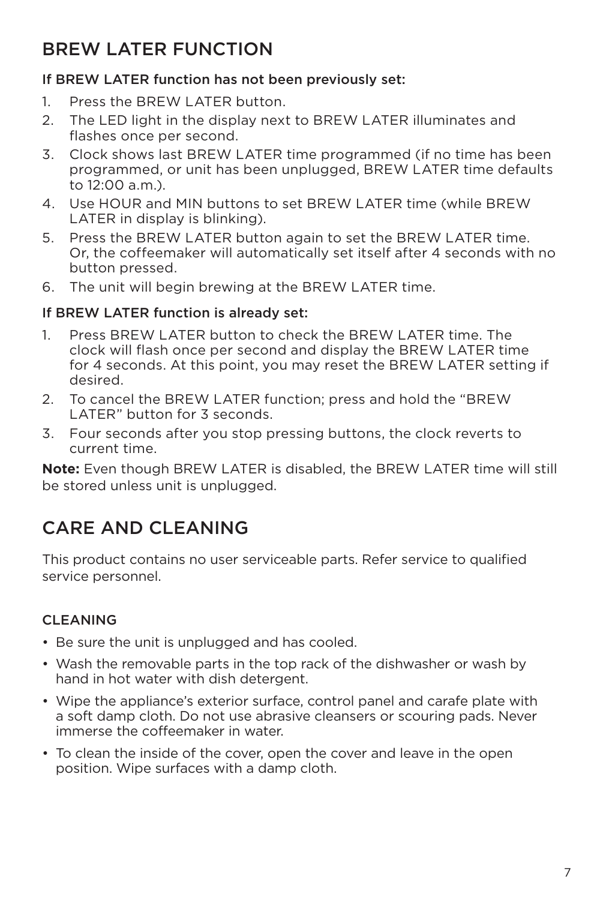## BREW LATER FUNCTION

### If BREW LATER function has not been previously set:

1. Press the BREW LATER button.
2. The LED light in the display next to BREW LATER illuminates and flashes once per second.
3. Clock shows last BREW LATER time programmed (if no time has been programmed, or unit has been unplugged, BREW LATER time defaults to 12:00 a.m.).
4. Use HOUR and MIN buttons to set BREW LATER time (while BREW LATER in display is blinking).
5. Press the BREW LATER button again to set the BREW LATER time. Or, the coffeemaker will automatically set itself after 4 seconds with no button pressed.
6. The unit will begin brewing at the BREW LATER time.

### If BREW LATER function is already set:

1. Press BREW LATER button to check the BREW LATER time. The clock will flash once per second and display the BREW LATER time for 4 seconds. At this point, you may reset the BREW LATER setting if desired.
2. To cancel the BREW LATER function; press and hold the "BREW LATER" button for 3 seconds.
3. Four seconds after you stop pressing buttons, the clock reverts to current time.

**Note:** Even though BREW LATER is disabled, the BREW LATER time will still be stored unless unit is unplugged.

## CARE AND CLEANING

This product contains no user serviceable parts. Refer service to qualified service personnel.

### CLEANING

- Be sure the unit is unplugged and has cooled.
- Wash the removable parts in the top rack of the dishwasher or wash by hand in hot water with dish detergent.
- Wipe the appliance's exterior surface, control panel and carafe plate with a soft damp cloth. Do not use abrasive cleansers or scouring pads. Never immerse the coffeemaker in water.
- To clean the inside of the cover, open the cover and leave in the open position. Wipe surfaces with a damp cloth.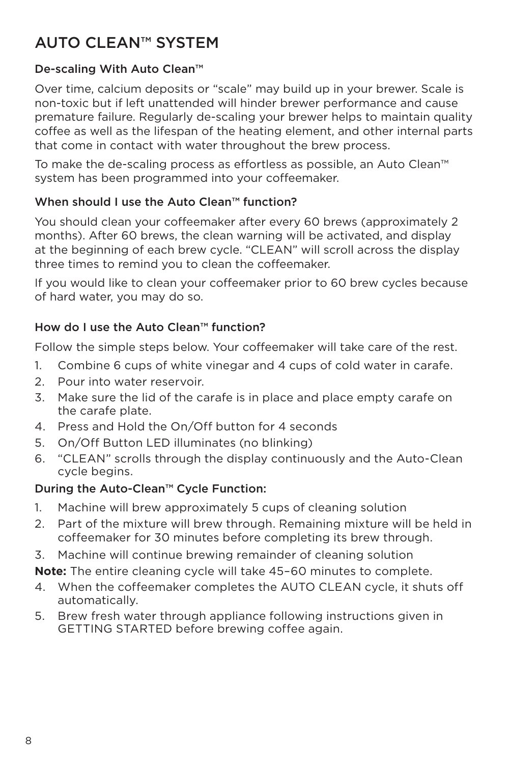# AUTO CLEAN™ SYSTEM

### De-scaling With Auto Clean™

Over time, calcium deposits or "scale" may build up in your brewer. Scale is non-toxic but if left unattended will hinder brewer performance and cause premature failure. Regularly de-scaling your brewer helps to maintain quality coffee as well as the lifespan of the heating element, and other internal parts that come in contact with water throughout the brew process.

To make the de-scaling process as effortless as possible, an Auto Clean™ system has been programmed into your coffeemaker.

### When should I use the Auto Clean™ function?

You should clean your coffeemaker after every 60 brews (approximately 2 months). After 60 brews, the clean warning will be activated, and display at the beginning of each brew cycle. "CLEAN" will scroll across the display three times to remind you to clean the coffeemaker.

If you would like to clean your coffeemaker prior to 60 brew cycles because of hard water, you may do so.

### How do I use the Auto Clean™ function?

Follow the simple steps below. Your coffeemaker will take care of the rest.

1. Combine 6 cups of white vinegar and 4 cups of cold water in carafe.
2. Pour into water reservoir.
3. Make sure the lid of the carafe is in place and place empty carafe on the carafe plate.
4. Press and Hold the On/Off button for 4 seconds
5. On/Off Button LED illuminates (no blinking)
6. "CLEAN" scrolls through the display continuously and the Auto-Clean cycle begins.

### During the Auto-Clean™ Cycle Function:

1. Machine will brew approximately 5 cups of cleaning solution
2. Part of the mixture will brew through. Remaining mixture will be held in coffeemaker for 30 minutes before completing its brew through.
3. Machine will continue brewing remainder of cleaning solution

**Note:** The entire cleaning cycle will take 45–60 minutes to complete.

4. When the coffeemaker completes the AUTO CLEAN cycle, it shuts off automatically.
5. Brew fresh water through appliance following instructions given in GETTING STARTED before brewing coffee again.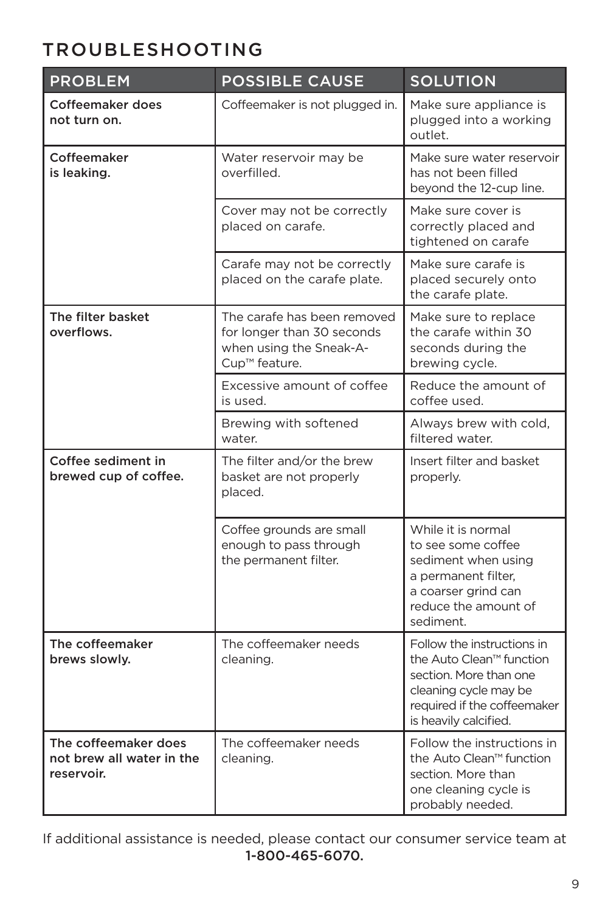# TROUBLESHOOTING

| PROBLEM | POSSIBLE CAUSE | SOLUTION |
|---|---|---|
| **Coffeemaker does not turn on.** | Coffeemaker is not plugged in. | Make sure appliance is plugged into a working outlet. |
| **Coffeemaker is leaking.** | Water reservoir may be overfilled. | Make sure water reservoir has not been filled beyond the 12-cup line. |
| | Cover may not be correctly placed on carafe. | Make sure cover is correctly placed and tightened on carafe |
| | Carafe may not be correctly placed on the carafe plate. | Make sure carafe is placed securely onto the carafe plate. |
| **The filter basket overflows.** | The carafe has been removed for longer than 30 seconds when using the Sneak-A-Cup™ feature. | Make sure to replace the carafe within 30 seconds during the brewing cycle. |
| | Excessive amount of coffee is used. | Reduce the amount of coffee used. |
| | Brewing with softened water. | Always brew with cold, filtered water. |
| **Coffee sediment in brewed cup of coffee.** | The filter and/or the brew basket are not properly placed. | Insert filter and basket properly. |
| | Coffee grounds are small enough to pass through the permanent filter. | While it is normal to see some coffee sediment when using a permanent filter, a coarser grind can reduce the amount of sediment. |
| **The coffeemaker brews slowly.** | The coffeemaker needs cleaning. | Follow the instructions in the Auto Clean™ function section. More than one cleaning cycle may be required if the coffeemaker is heavily calcified. |
| **The coffeemaker does not brew all water in the reservoir.** | The coffeemaker needs cleaning. | Follow the instructions in the Auto Clean™ function section. More than one cleaning cycle is probably needed. |

If additional assistance is needed, please contact our consumer service team at **1-800-465-6070.**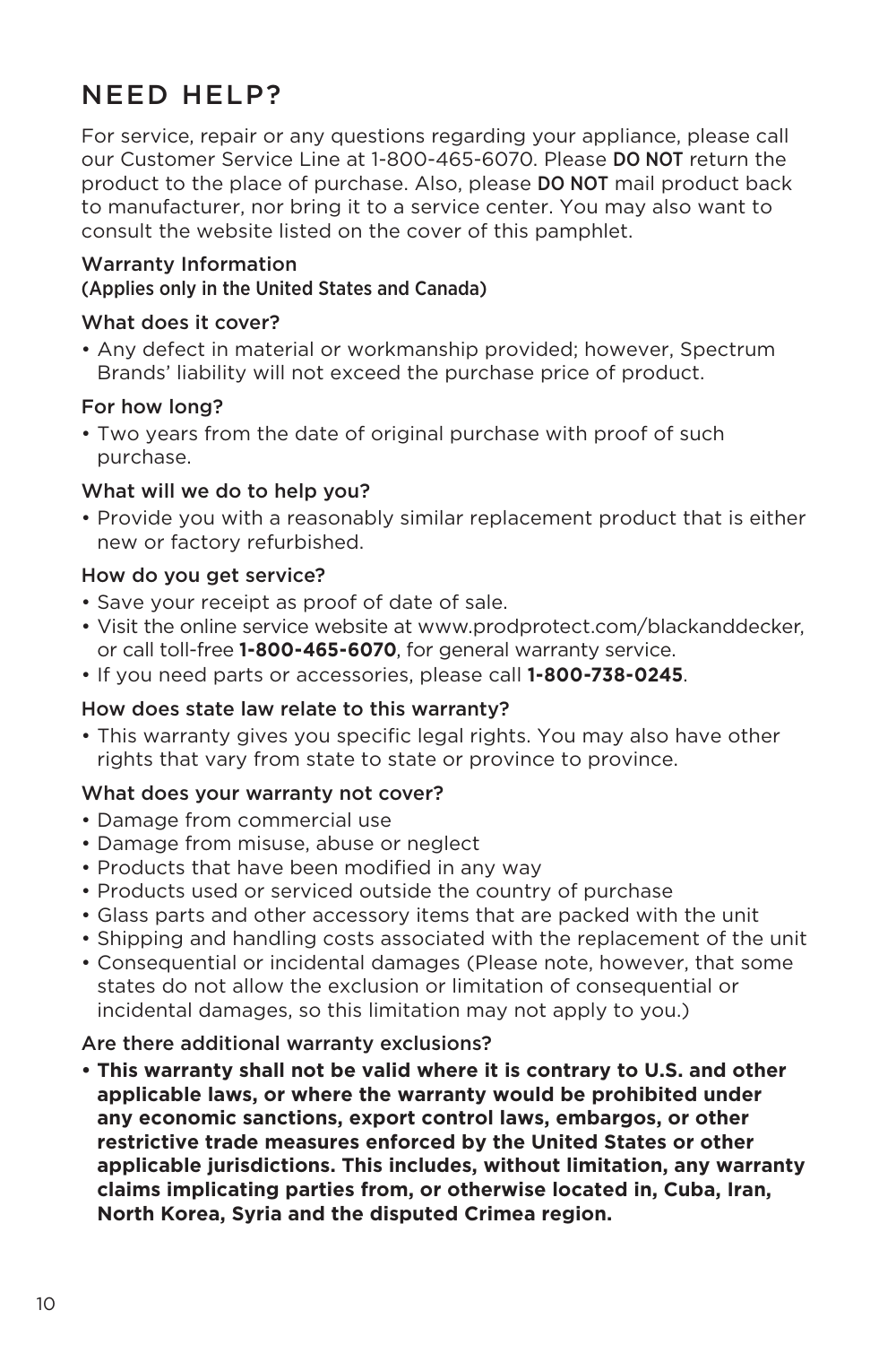# NEED HELP?

For service, repair or any questions regarding your appliance, please call our Customer Service Line at 1-800-465-6070. Please **DO NOT** return the product to the place of purchase. Also, please **DO NOT** mail product back to manufacturer, nor bring it to a service center. You may also want to consult the website listed on the cover of this pamphlet.

## Warranty Information
(Applies only in the United States and Canada)

### What does it cover?

- Any defect in material or workmanship provided; however, Spectrum Brands' liability will not exceed the purchase price of product.

### For how long?

- Two years from the date of original purchase with proof of such purchase.

### What will we do to help you?

- Provide you with a reasonably similar replacement product that is either new or factory refurbished.

### How do you get service?

- Save your receipt as proof of date of sale.
- Visit the online service website at www.prodprotect.com/blackanddecker, or call toll-free **1-800-465-6070**, for general warranty service.
- If you need parts or accessories, please call **1-800-738-0245**.

### How does state law relate to this warranty?

- This warranty gives you specific legal rights. You may also have other rights that vary from state to state or province to province.

### What does your warranty not cover?

- Damage from commercial use
- Damage from misuse, abuse or neglect
- Products that have been modified in any way
- Products used or serviced outside the country of purchase
- Glass parts and other accessory items that are packed with the unit
- Shipping and handling costs associated with the replacement of the unit
- Consequential or incidental damages (Please note, however, that some states do not allow the exclusion or limitation of consequential or incidental damages, so this limitation may not apply to you.)

### Are there additional warranty exclusions?

- **This warranty shall not be valid where it is contrary to U.S. and other applicable laws, or where the warranty would be prohibited under any economic sanctions, export control laws, embargos, or other restrictive trade measures enforced by the United States or other applicable jurisdictions. This includes, without limitation, any warranty claims implicating parties from, or otherwise located in, Cuba, Iran, North Korea, Syria and the disputed Crimea region.**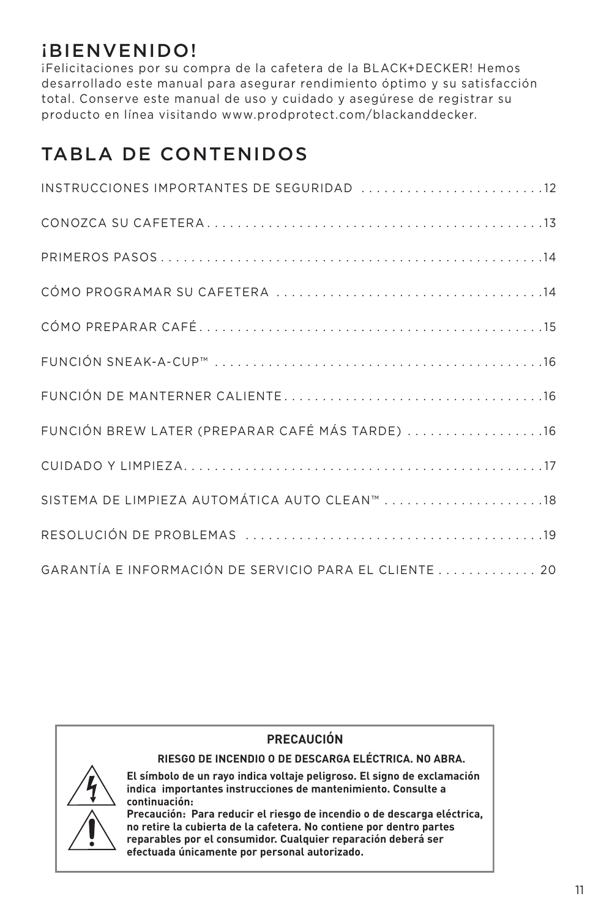# ¡BIENVENIDO!

¡Felicitaciones por su compra de la cafetera de la BLACK+DECKER! Hemos desarrollado este manual para asegurar rendimiento óptimo y su satisfacción total. Conserve este manual de uso y cuidado y asegúrese de registrar su producto en línea visitando www.prodprotect.com/blackanddecker.

# TABLA DE CONTENIDOS

INSTRUCCIONES IMPORTANTES DE SEGURIDAD . . . . . . . . . . . . . . . . . . . . . . . . .12

CONOZCA SU CAFETERA . . . . . . . . . . . . . . . . . . . . . . . . . . . . . . . . . . . . . . . . . . .13

PRIMEROS PASOS . . . . . . . . . . . . . . . . . . . . . . . . . . . . . . . . . . . . . . . . . . . . . . . .14

CÓMO PROGRAMAR SU CAFETERA . . . . . . . . . . . . . . . . . . . . . . . . . . . . . . . . . . .14

CÓMO PREPARAR CAFÉ . . . . . . . . . . . . . . . . . . . . . . . . . . . . . . . . . . . . . . . . . . . .15

FUNCIÓN SNEAK-A-CUP™ . . . . . . . . . . . . . . . . . . . . . . . . . . . . . . . . . . . . . . . . . .16

FUNCIÓN DE MANTERNER CALIENTE . . . . . . . . . . . . . . . . . . . . . . . . . . . . . . . . .16

FUNCIÓN BREW LATER (PREPARAR CAFÉ MÁS TARDE) . . . . . . . . . . . . . . . . . .16

CUIDADO Y LIMPIEZA . . . . . . . . . . . . . . . . . . . . . . . . . . . . . . . . . . . . . . . . . . . . . .17

SISTEMA DE LIMPIEZA AUTOMÁTICA AUTO CLEAN™ . . . . . . . . . . . . . . . . . . . . .18

RESOLUCIÓN DE PROBLEMAS . . . . . . . . . . . . . . . . . . . . . . . . . . . . . . . . . . . . . . .19

GARANTÍA E INFORMACIÓN DE SERVICIO PARA EL CLIENTE . . . . . . . . . . . . . 20

**PRECAUCIÓN**

**RIESGO DE INCENDIO O DE DESCARGA ELÉCTRICA. NO ABRA.**

**El símbolo de un rayo indica voltaje peligroso. El signo de exclamación indica importantes instrucciones de mantenimiento. Consulte a continuación:**

**Precaución: Para reducir el riesgo de incendio o de descarga eléctrica, no retire la cubierta de la cafetera. No contiene por dentro partes reparables por el consumidor. Cualquier reparación deberá ser efectuada únicamente por personal autorizado.**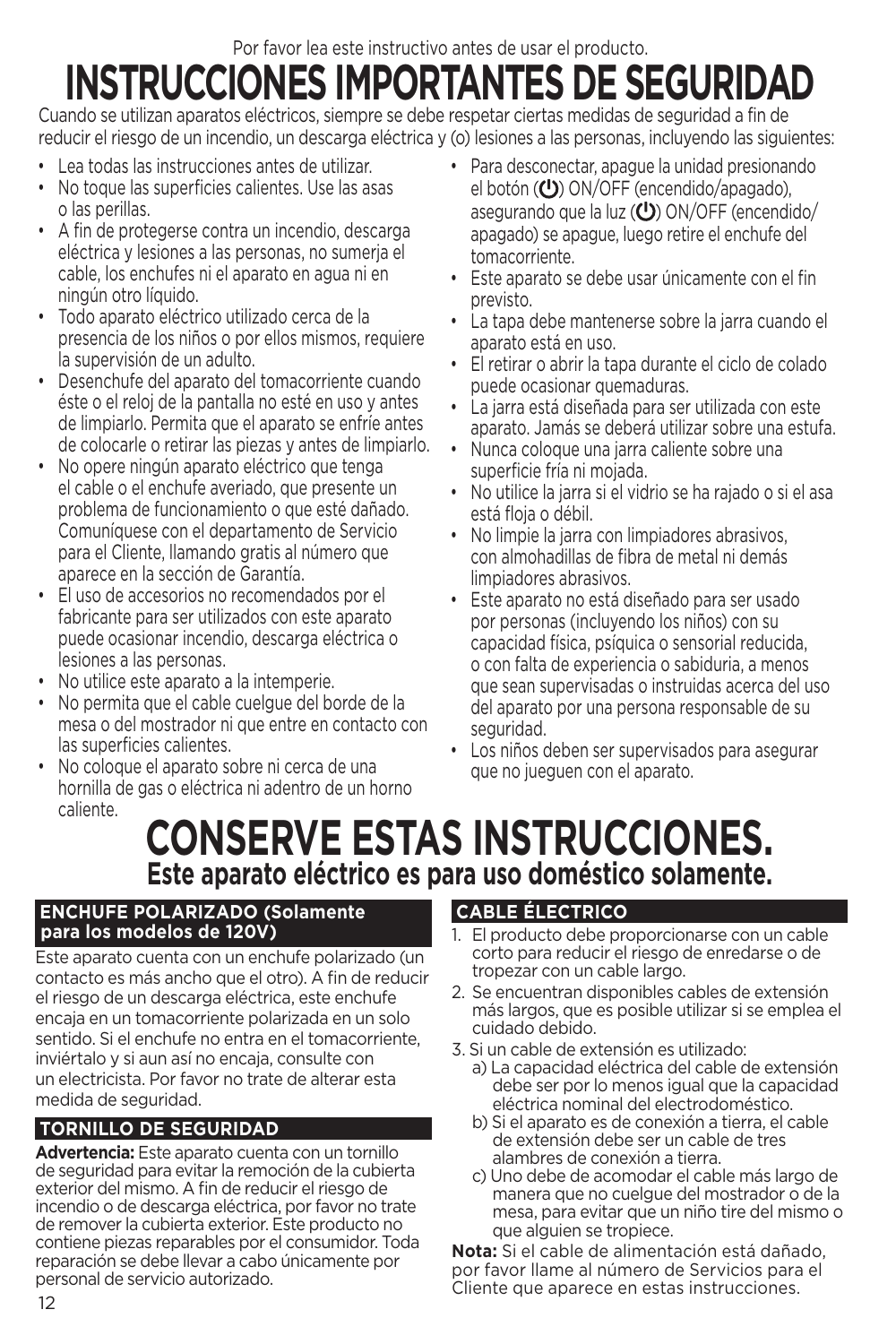Por favor lea este instructivo antes de usar el producto.

# INSTRUCCIONES IMPORTANTES DE SEGURIDAD

Cuando se utilizan aparatos eléctricos, siempre se debe respetar ciertas medidas de seguridad a fin de reducir el riesgo de un incendio, un descarga eléctrica y (o) lesiones a las personas, incluyendo las siguientes:

- Lea todas las instrucciones antes de utilizar.
- No toque las superficies calientes. Use las asas o las perillas.
- A fin de protegerse contra un incendio, descarga eléctrica y lesiones a las personas, no sumerja el cable, los enchufes ni el aparato en agua ni en ningún otro líquido.
- Todo aparato eléctrico utilizado cerca de la presencia de los niños o por ellos mismos, requiere la supervisión de un adulto.
- Desenchufe del aparato del tomacorriente cuando éste o el reloj de la pantalla no esté en uso y antes de limpiarlo. Permita que el aparato se enfríe antes de colocarle o retirar las piezas y antes de limpiarlo.
- No opere ningún aparato eléctrico que tenga el cable o el enchufe averiado, que presente un problema de funcionamiento o que esté dañado. Comuníquese con el departamento de Servicio para el Cliente, llamando gratis al número que aparece en la sección de Garantía.
- El uso de accesorios no recomendados por el fabricante para ser utilizados con este aparato puede ocasionar incendio, descarga eléctrica o lesiones a las personas.
- No utilice este aparato a la intemperie.
- No permita que el cable cuelgue del borde de la mesa o del mostrador ni que entre en contacto con las superficies calientes.
- No coloque el aparato sobre ni cerca de una hornilla de gas o eléctrica ni adentro de un horno caliente.
- Para desconectar, apague la unidad presionando el botón (⏻) ON/OFF (encendido/apagado), asegurando que la luz (⏻) ON/OFF (encendido/apagado) se apague, luego retire el enchufe del tomacorriente.
- Este aparato se debe usar únicamente con el fin previsto.
- La tapa debe mantenerse sobre la jarra cuando el aparato está en uso.
- El retirar o abrir la tapa durante el ciclo de colado puede ocasionar quemaduras.
- La jarra está diseñada para ser utilizada con este aparato. Jamás se deberá utilizar sobre una estufa.
- Nunca coloque una jarra caliente sobre una superficie fría ni mojada.
- No utilice la jarra si el vidrio se ha rajado o si el asa está floja o débil.
- No limpie la jarra con limpiadores abrasivos, con almohadillas de fibra de metal ni demás limpiadores abrasivos.
- Este aparato no está diseñado para ser usado por personas (incluyendo los niños) con su capacidad física, psíquica o sensorial reducida, o con falta de experiencia o sabiduria, a menos que sean supervisadas o instruidas acerca del uso del aparato por una persona responsable de su seguridad.
- Los niños deben ser supervisados para asegurar que no jueguen con el aparato.

# CONSERVE ESTAS INSTRUCCIONES.

## Este aparato eléctrico es para uso doméstico solamente.

### ENCHUFE POLARIZADO (Solamente para los modelos de 120V)

Este aparato cuenta con un enchufe polarizado (un contacto es más ancho que el otro). A fin de reducir el riesgo de un descarga eléctrica, este enchufe encaja en un tomacorriente polarizada en un solo sentido. Si el enchufe no entra en el tomacorriente, inviértalo y si aun así no encaja, consulte con un electricista. Por favor no trate de alterar esta medida de seguridad.

### TORNILLO DE SEGURIDAD

**Advertencia:** Este aparato cuenta con un tornillo de seguridad para evitar la remoción de la cubierta exterior del mismo. A fin de reducir el riesgo de incendio o de descarga eléctrica, por favor no trate de remover la cubierta exterior. Este producto no contiene piezas reparables por el consumidor. Toda reparación se debe llevar a cabo únicamente por personal de servicio autorizado.

### CABLE ÉLECTRICO

1. El producto debe proporcionarse con un cable corto para reducir el riesgo de enredarse o de tropezar con un cable largo.
2. Se encuentran disponibles cables de extensión más largos, que es posible utilizar si se emplea el cuidado debido.
3. Si un cable de extensión es utilizado:
   a) La capacidad eléctrica del cable de extensión debe ser por lo menos igual que la capacidad eléctrica nominal del electrodoméstico.
   b) Si el aparato es de conexión a tierra, el cable de extensión debe ser un cable de tres alambres de conexión a tierra.
   c) Uno debe de acomodar el cable más largo de manera que no cuelgue del mostrador o de la mesa, para evitar que un niño tire del mismo o que alguien se tropiece.

**Nota:** Si el cable de alimentación está dañado, por favor llame al número de Servicios para el Cliente que aparece en estas instrucciones.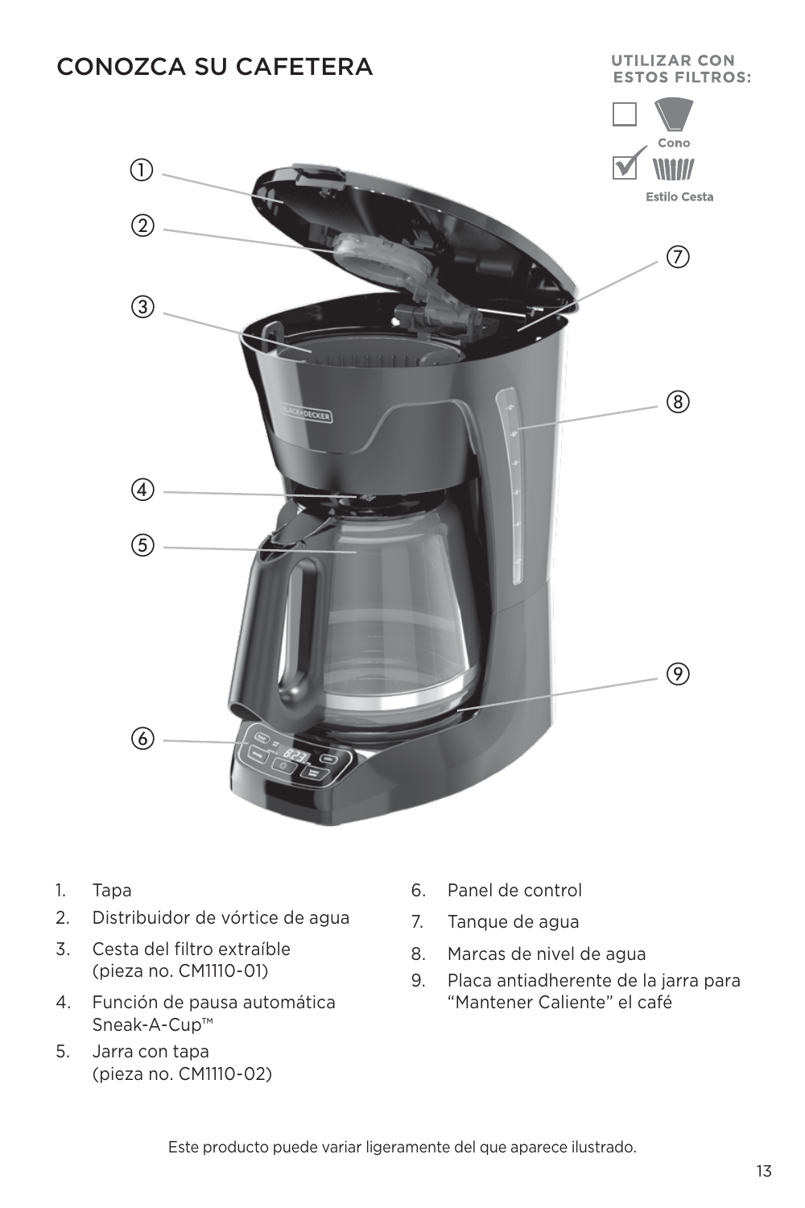# CONOZCA SU CAFETERA

**UTILIZAR CON ESTOS FILTROS:**

☐ Cono

☑ Estilo Cesta

1. Tapa
2. Distribuidor de vórtice de agua
3. Cesta del filtro extraíble (pieza no. CM1110-01)
4. Función de pausa automática Sneak-A-Cup™
5. Jarra con tapa (pieza no. CM1110-02)
6. Panel de control
7. Tanque de agua
8. Marcas de nivel de agua
9. Placa antiadherente de la jarra para "Mantener Caliente" el café

Este producto puede variar ligeramente del que aparece ilustrado.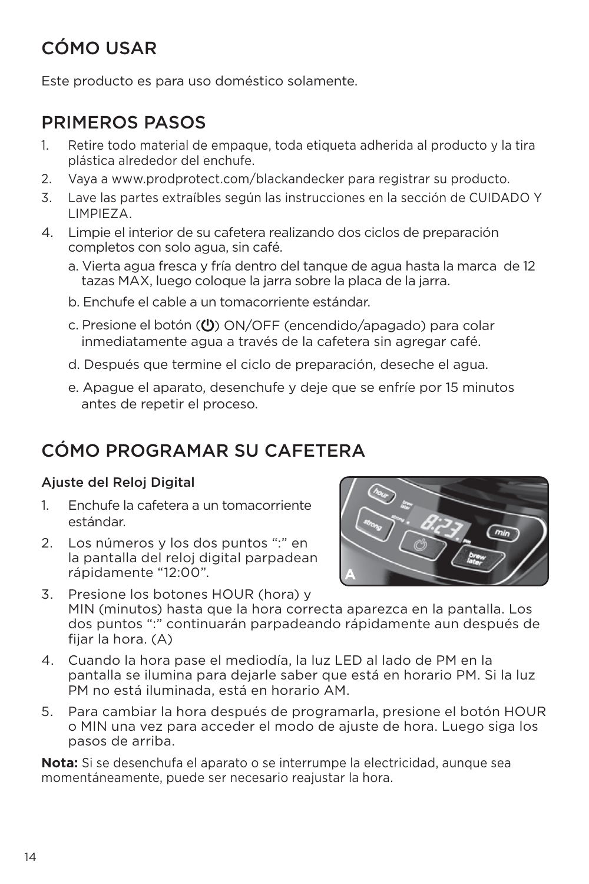# CÓMO USAR

Este producto es para uso doméstico solamente.

## PRIMEROS PASOS

1. Retire todo material de empaque, toda etiqueta adherida al producto y la tira plástica alrededor del enchufe.
2. Vaya a www.prodprotect.com/blackandecker para registrar su producto.
3. Lave las partes extraíbles según las instrucciones en la sección de CUIDADO Y LIMPIEZA.
4. Limpie el interior de su cafetera realizando dos ciclos de preparación completos con solo agua, sin café.
   a. Vierta agua fresca y fría dentro del tanque de agua hasta la marca de 12 tazas MAX, luego coloque la jarra sobre la placa de la jarra.
   b. Enchufe el cable a un tomacorriente estándar.
   c. Presione el botón (⏻) ON/OFF (encendido/apagado) para colar inmediatamente agua a través de la cafetera sin agregar café.
   d. Después que termine el ciclo de preparación, deseche el agua.
   e. Apague el aparato, desenchufe y deje que se enfríe por 15 minutos antes de repetir el proceso.

# CÓMO PROGRAMAR SU CAFETERA

**Ajuste del Reloj Digital**

1. Enchufe la cafetera a un tomacorriente estándar.
2. Los números y los dos puntos ":" en la pantalla del reloj digital parpadean rápidamente "12:00".
3. Presione los botones HOUR (hora) y MIN (minutos) hasta que la hora correcta aparezca en la pantalla. Los dos puntos ":" continuarán parpadeando rápidamente aun después de fijar la hora. (A)
4. Cuando la hora pase el mediodía, la luz LED al lado de PM en la pantalla se ilumina para dejarle saber que está en horario PM. Si la luz PM no está iluminada, está en horario AM.
5. Para cambiar la hora después de programarla, presione el botón HOUR o MIN una vez para acceder el modo de ajuste de hora. Luego siga los pasos de arriba.

**Nota:** Si se desenchufa el aparato o se interrumpe la electricidad, aunque sea momentáneamente, puede ser necesario reajustar la hora.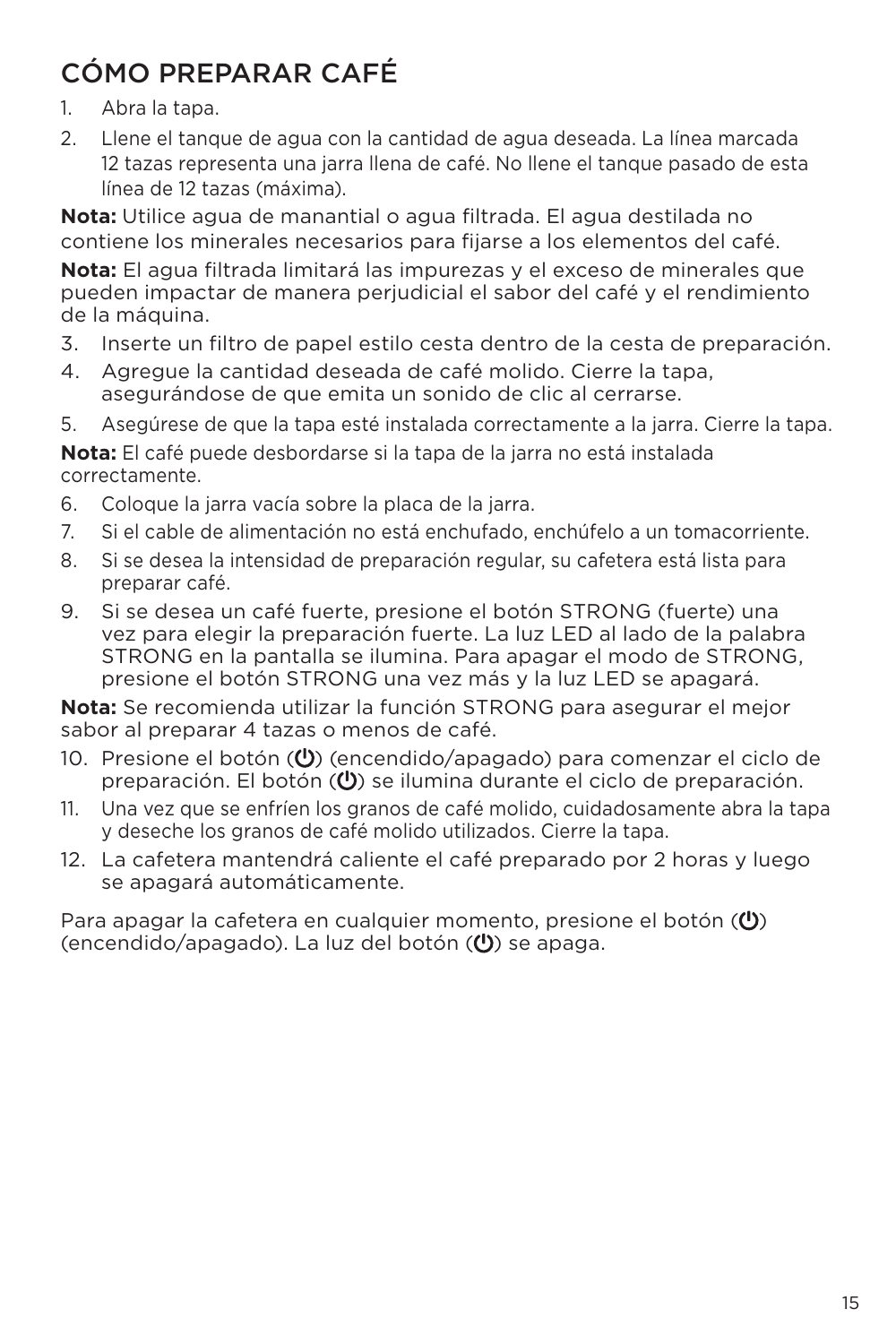# CÓMO PREPARAR CAFÉ

1. Abra la tapa.
2. Llene el tanque de agua con la cantidad de agua deseada. La línea marcada 12 tazas representa una jarra llena de café. No llene el tanque pasado de esta línea de 12 tazas (máxima).

**Nota:** Utilice agua de manantial o agua filtrada. El agua destilada no contiene los minerales necesarios para fijarse a los elementos del café.

**Nota:** El agua filtrada limitará las impurezas y el exceso de minerales que pueden impactar de manera perjudicial el sabor del café y el rendimiento de la máquina.

3. Inserte un filtro de papel estilo cesta dentro de la cesta de preparación.
4. Agregue la cantidad deseada de café molido. Cierre la tapa, asegurándose de que emita un sonido de clic al cerrarse.
5. Asegúrese de que la tapa esté instalada correctamente a la jarra. Cierre la tapa.

**Nota:** El café puede desbordarse si la tapa de la jarra no está instalada correctamente.

6. Coloque la jarra vacía sobre la placa de la jarra.
7. Si el cable de alimentación no está enchufado, enchúfelo a un tomacorriente.
8. Si se desea la intensidad de preparación regular, su cafetera está lista para preparar café.
9. Si se desea un café fuerte, presione el botón STRONG (fuerte) una vez para elegir la preparación fuerte. La luz LED al lado de la palabra STRONG en la pantalla se ilumina. Para apagar el modo de STRONG, presione el botón STRONG una vez más y la luz LED se apagará.

**Nota:** Se recomienda utilizar la función STRONG para asegurar el mejor sabor al preparar 4 tazas o menos de café.

10. Presione el botón (⏻) (encendido/apagado) para comenzar el ciclo de preparación. El botón (⏻) se ilumina durante el ciclo de preparación.
11. Una vez que se enfríen los granos de café molido, cuidadosamente abra la tapa y deseche los granos de café molido utilizados. Cierre la tapa.
12. La cafetera mantendrá caliente el café preparado por 2 horas y luego se apagará automáticamente.

Para apagar la cafetera en cualquier momento, presione el botón (⏻) (encendido/apagado). La luz del botón (⏻) se apaga.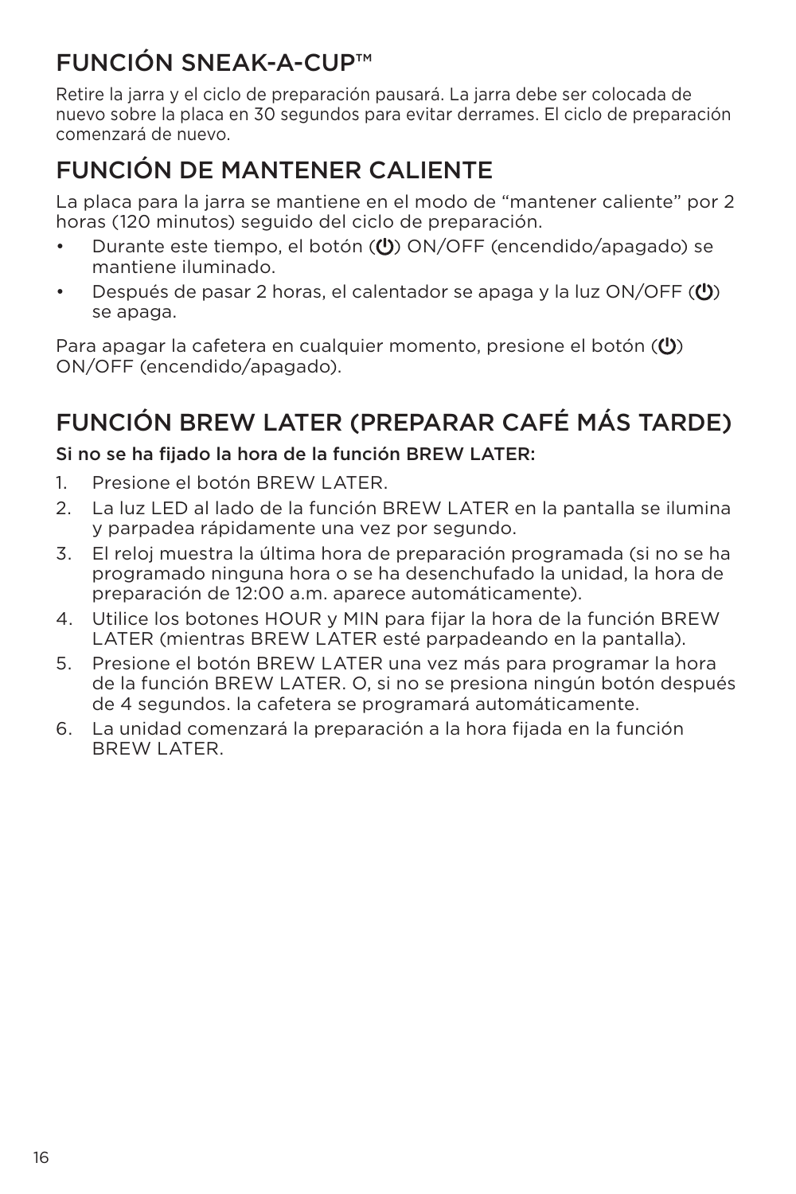## FUNCIÓN SNEAK-A-CUP™

Retire la jarra y el ciclo de preparación pausará. La jarra debe ser colocada de nuevo sobre la placa en 30 segundos para evitar derrames. El ciclo de preparación comenzará de nuevo.

## FUNCIÓN DE MANTENER CALIENTE

La placa para la jarra se mantiene en el modo de "mantener caliente" por 2 horas (120 minutos) seguido del ciclo de preparación.

- Durante este tiempo, el botón (⏻) ON/OFF (encendido/apagado) se mantiene iluminado.
- Después de pasar 2 horas, el calentador se apaga y la luz ON/OFF (⏻) se apaga.

Para apagar la cafetera en cualquier momento, presione el botón (⏻) ON/OFF (encendido/apagado).

## FUNCIÓN BREW LATER (PREPARAR CAFÉ MÁS TARDE)

**Si no se ha fijado la hora de la función BREW LATER:**

1. Presione el botón BREW LATER.
2. La luz LED al lado de la función BREW LATER en la pantalla se ilumina y parpadea rápidamente una vez por segundo.
3. El reloj muestra la última hora de preparación programada (si no se ha programado ninguna hora o se ha desenchufado la unidad, la hora de preparación de 12:00 a.m. aparece automáticamente).
4. Utilice los botones HOUR y MIN para fijar la hora de la función BREW LATER (mientras BREW LATER esté parpadeando en la pantalla).
5. Presione el botón BREW LATER una vez más para programar la hora de la función BREW LATER. O, si no se presiona ningún botón después de 4 segundos. la cafetera se programará automáticamente.
6. La unidad comenzará la preparación a la hora fijada en la función BREW LATER.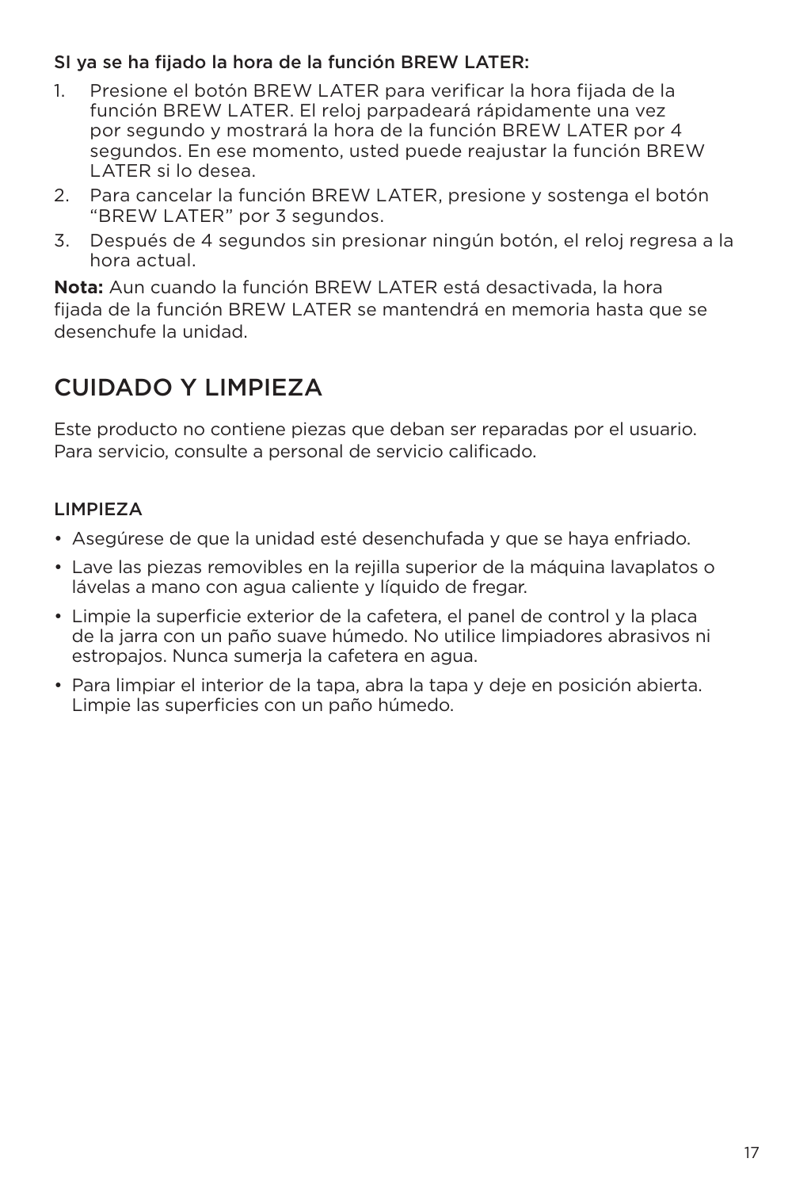### SI ya se ha fijado la hora de la función BREW LATER:

1. Presione el botón BREW LATER para verificar la hora fijada de la función BREW LATER. El reloj parpadeará rápidamente una vez por segundo y mostrará la hora de la función BREW LATER por 4 segundos. En ese momento, usted puede reajustar la función BREW LATER si lo desea.
2. Para cancelar la función BREW LATER, presione y sostenga el botón "BREW LATER" por 3 segundos.
3. Después de 4 segundos sin presionar ningún botón, el reloj regresa a la hora actual.

**Nota:** Aun cuando la función BREW LATER está desactivada, la hora fijada de la función BREW LATER se mantendrá en memoria hasta que se desenchufe la unidad.

## CUIDADO Y LIMPIEZA

Este producto no contiene piezas que deban ser reparadas por el usuario. Para servicio, consulte a personal de servicio calificado.

### LIMPIEZA

- Asegúrese de que la unidad esté desenchufada y que se haya enfriado.
- Lave las piezas removibles en la rejilla superior de la máquina lavaplatos o lávelas a mano con agua caliente y líquido de fregar.
- Limpie la superficie exterior de la cafetera, el panel de control y la placa de la jarra con un paño suave húmedo. No utilice limpiadores abrasivos ni estropajos. Nunca sumerja la cafetera en agua.
- Para limpiar el interior de la tapa, abra la tapa y deje en posición abierta. Limpie las superficies con un paño húmedo.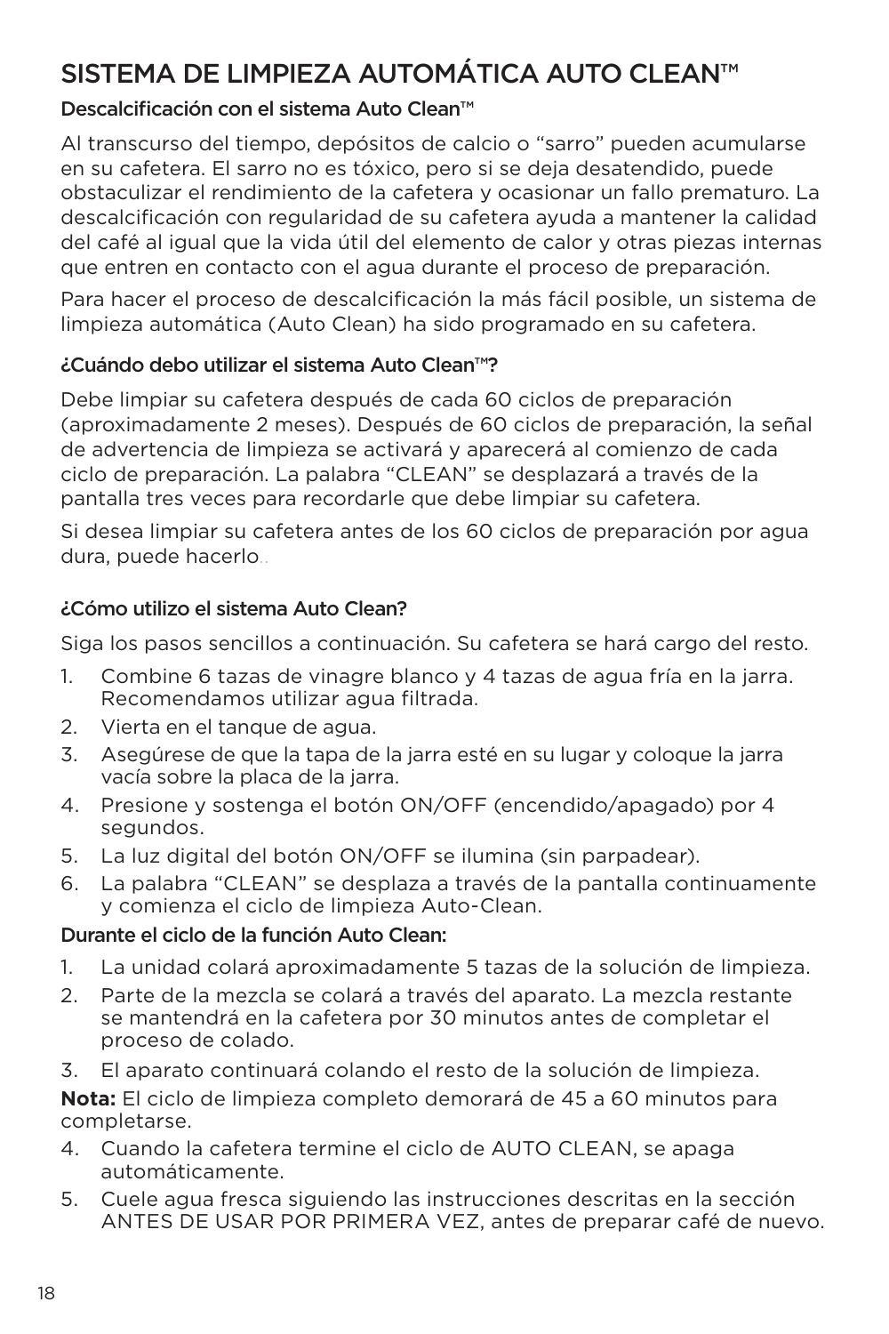# SISTEMA DE LIMPIEZA AUTOMÁTICA AUTO CLEAN™

### Descalcificación con el sistema Auto Clean™

Al transcurso del tiempo, depósitos de calcio o "sarro" pueden acumularse en su cafetera. El sarro no es tóxico, pero si se deja desatendido, puede obstaculizar el rendimiento de la cafetera y ocasionar un fallo prematuro. La descalcificación con regularidad de su cafetera ayuda a mantener la calidad del café al igual que la vida útil del elemento de calor y otras piezas internas que entren en contacto con el agua durante el proceso de preparación.

Para hacer el proceso de descalcificación la más fácil posible, un sistema de limpieza automática (Auto Clean) ha sido programado en su cafetera.

### ¿Cuándo debo utilizar el sistema Auto Clean™?

Debe limpiar su cafetera después de cada 60 ciclos de preparación (aproximadamente 2 meses). Después de 60 ciclos de preparación, la señal de advertencia de limpieza se activará y aparecerá al comienzo de cada ciclo de preparación. La palabra "CLEAN" se desplazará a través de la pantalla tres veces para recordarle que debe limpiar su cafetera.

Si desea limpiar su cafetera antes de los 60 ciclos de preparación por agua dura, puede hacerlo..

### ¿Cómo utilizo el sistema Auto Clean?

Siga los pasos sencillos a continuación. Su cafetera se hará cargo del resto.

1. Combine 6 tazas de vinagre blanco y 4 tazas de agua fría en la jarra. Recomendamos utilizar agua filtrada.
2. Vierta en el tanque de agua.
3. Asegúrese de que la tapa de la jarra esté en su lugar y coloque la jarra vacía sobre la placa de la jarra.
4. Presione y sostenga el botón ON/OFF (encendido/apagado) por 4 segundos.
5. La luz digital del botón ON/OFF se ilumina (sin parpadear).
6. La palabra "CLEAN" se desplaza a través de la pantalla continuamente y comienza el ciclo de limpieza Auto-Clean.

### Durante el ciclo de la función Auto Clean:

1. La unidad colará aproximadamente 5 tazas de la solución de limpieza.
2. Parte de la mezcla se colará a través del aparato. La mezcla restante se mantendrá en la cafetera por 30 minutos antes de completar el proceso de colado.
3. El aparato continuará colando el resto de la solución de limpieza.

**Nota:** El ciclo de limpieza completo demorará de 45 a 60 minutos para completarse.

4. Cuando la cafetera termine el ciclo de AUTO CLEAN, se apaga automáticamente.
5. Cuele agua fresca siguiendo las instrucciones descritas en la sección ANTES DE USAR POR PRIMERA VEZ, antes de preparar café de nuevo.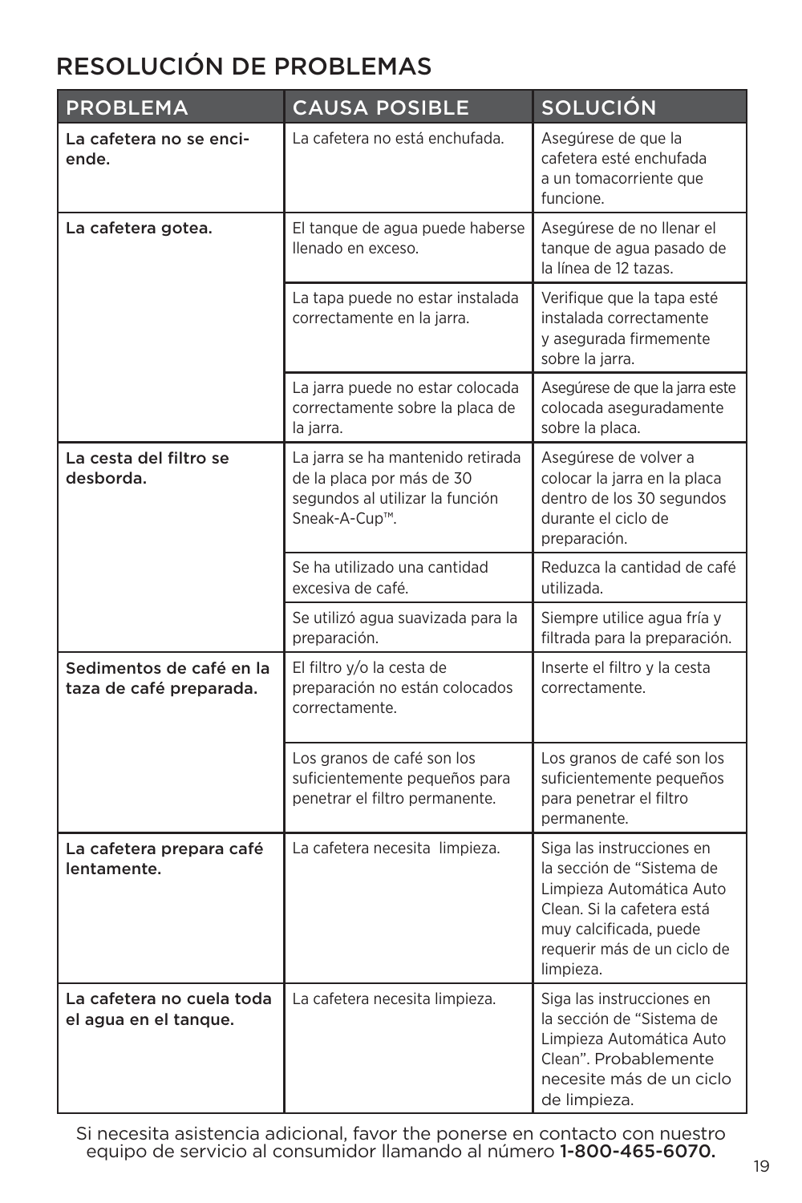# RESOLUCIÓN DE PROBLEMAS

| PROBLEMA | CAUSA POSIBLE | SOLUCIÓN |
|---|---|---|
| **La cafetera no se enciende.** | La cafetera no está enchufada. | Asegúrese de que la cafetera esté enchufada a un tomacorriente que funcione. |
| **La cafetera gotea.** | El tanque de agua puede haberse llenado en exceso. | Asegúrese de no llenar el tanque de agua pasado de la línea de 12 tazas. |
| | La tapa puede no estar instalada correctamente en la jarra. | Verifique que la tapa esté instalada correctamente y asegurada firmemente sobre la jarra. |
| | La jarra puede no estar colocada correctamente sobre la placa de la jarra. | Asegúrese de que la jarra este colocada aseguradamente sobre la placa. |
| **La cesta del filtro se desborda.** | La jarra se ha mantenido retirada de la placa por más de 30 segundos al utilizar la función Sneak-A-Cup™. | Asegúrese de volver a colocar la jarra en la placa dentro de los 30 segundos durante el ciclo de preparación. |
| | Se ha utilizado una cantidad excesiva de café. | Reduzca la cantidad de café utilizada. |
| | Se utilizó agua suavizada para la preparación. | Siempre utilice agua fría y filtrada para la preparación. |
| **Sedimentos de café en la taza de café preparada.** | El filtro y/o la cesta de preparación no están colocados correctamente. | Inserte el filtro y la cesta correctamente. |
| | Los granos de café son los suficientemente pequeños para penetrar el filtro permanente. | Los granos de café son los suficientemente pequeños para penetrar el filtro permanente. |
| **La cafetera prepara café lentamente.** | La cafetera necesita limpieza. | Siga las instrucciones en la sección de "Sistema de Limpieza Automática Auto Clean. Si la cafetera está muy calcificada, puede requerir más de un ciclo de limpieza. |
| **La cafetera no cuela toda el agua en el tanque.** | La cafetera necesita limpieza. | Siga las instrucciones en la sección de "Sistema de Limpieza Automática Auto Clean". Probablemente necesite más de un ciclo de limpieza. |

Si necesita asistencia adicional, favor the ponerse en contacto con nuestro equipo de servicio al consumidor llamando al número **1-800-465-6070.**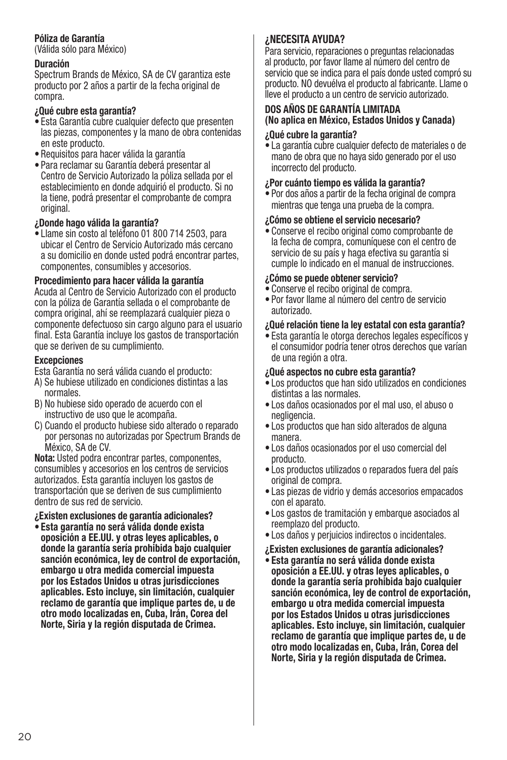**Póliza de Garantía**
(Válida sólo para México)

**Duración**
Spectrum Brands de México, SA de CV garantiza este producto por 2 años a partir de la fecha original de compra.

**¿Qué cubre esta garantía?**
- Esta Garantía cubre cualquier defecto que presenten las piezas, componentes y la mano de obra contenidas en este producto.
- Requisitos para hacer válida la garantía
- Para reclamar su Garantía deberá presentar al Centro de Servicio Autorizado la póliza sellada por el establecimiento en donde adquirió el producto. Si no la tiene, podrá presentar el comprobante de compra original.

**¿Donde hago válida la garantía?**
- Llame sin costo al teléfono 01 800 714 2503, para ubicar el Centro de Servicio Autorizado más cercano a su domicilio en donde usted podrá encontrar partes, componentes, consumibles y accesorios.

**Procedimiento para hacer válida la garantía**
Acuda al Centro de Servicio Autorizado con el producto con la póliza de Garantía sellada o el comprobante de compra original, ahí se reemplazará cualquier pieza o componente defectuoso sin cargo alguno para el usuario final. Esta Garantía incluye los gastos de transportación que se deriven de su cumplimiento.

**Excepciones**
Esta Garantía no será válida cuando el producto:
A) Se hubiese utilizado en condiciones distintas a las normales.
B) No hubiese sido operado de acuerdo con el instructivo de uso que le acompaña.
C) Cuando el producto hubiese sido alterado o reparado por personas no autorizadas por Spectrum Brands de México, SA de CV.

**Nota:** Usted podra encontrar partes, componentes, consumibles y accesorios en los centros de servicios autorizados. Esta garantía incluyen los gastos de transportación que se deriven de sus cumplimiento dentro de sus red de servicio.

**¿Existen exclusiones de garantía adicionales?**
- **Esta garantía no será válida donde exista oposición a EE.UU. y otras leyes aplicables, o donde la garantía sería prohibida bajo cualquier sanción económica, ley de control de exportación, embargo u otra medida comercial impuesta por los Estados Unidos u otras jurisdicciones aplicables. Esto incluye, sin limitación, cualquier reclamo de garantía que implique partes de, u de otro modo localizadas en, Cuba, Irán, Corea del Norte, Siria y la región disputada de Crimea.**

**¿NECESITA AYUDA?**
Para servicio, reparaciones o preguntas relacionadas al producto, por favor llame al número del centro de servicio que se indica para el país donde usted compró su producto. NO devuélva el producto al fabricante. Llame o lleve el producto a un centro de servicio autorizado.

**DOS AÑOS DE GARANTÍA LIMITADA**
**(No aplica en México, Estados Unidos y Canada)**

**¿Qué cubre la garantía?**
- La garantía cubre cualquier defecto de materiales o de mano de obra que no haya sido generado por el uso incorrecto del producto.

**¿Por cuánto tiempo es válida la garantía?**
- Por dos años a partir de la fecha original de compra mientras que tenga una prueba de la compra.

**¿Cómo se obtiene el servicio necesario?**
- Conserve el recibo original como comprobante de la fecha de compra, comuníquese con el centro de servicio de su país y haga efectiva su garantía si cumple lo indicado en el manual de instrucciones.

**¿Cómo se puede obtener servicio?**
- Conserve el recibo original de compra.
- Por favor llame al número del centro de servicio autorizado.

**¿Qué relación tiene la ley estatal con esta garantía?**
- Esta garantía le otorga derechos legales específicos y el consumidor podría tener otros derechos que varían de una región a otra.

**¿Qué aspectos no cubre esta garantía?**
- Los productos que han sido utilizados en condiciones distintas a las normales.
- Los daños ocasionados por el mal uso, el abuso o negligencia.
- Los productos que han sido alterados de alguna manera.
- Los daños ocasionados por el uso comercial del producto.
- Los productos utilizados o reparados fuera del país original de compra.
- Las piezas de vidrio y demás accesorios empacados con el aparato.
- Los gastos de tramitación y embarque asociados al reemplazo del producto.
- Los daños y perjuicios indirectos o incidentales.

**¿Existen exclusiones de garantía adicionales?**
- **Esta garantía no será válida donde exista oposición a EE.UU. y otras leyes aplicables, o donde la garantía sería prohibida bajo cualquier sanción económica, ley de control de exportación, embargo u otra medida comercial impuesta por los Estados Unidos u otras jurisdicciones aplicables. Esto incluye, sin limitación, cualquier reclamo de garantía que implique partes de, u de otro modo localizadas en, Cuba, Irán, Corea del Norte, Siria y la región disputada de Crimea.**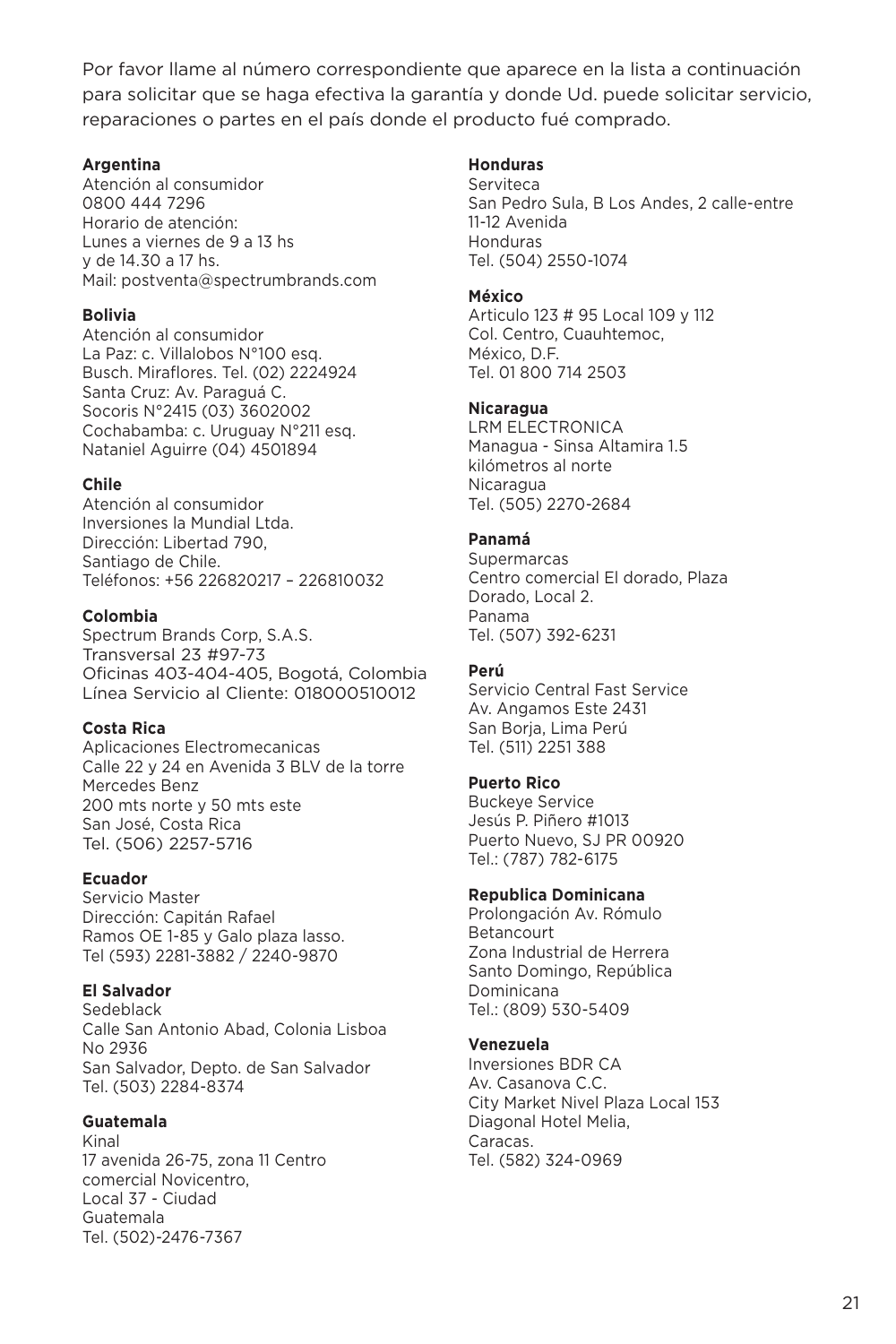Por favor llame al número correspondiente que aparece en la lista a continuación para solicitar que se haga efectiva la garantía y donde Ud. puede solicitar servicio, reparaciones o partes en el país donde el producto fué comprado.

**Argentina**
Atención al consumidor
0800 444 7296
Horario de atención:
Lunes a viernes de 9 a 13 hs
y de 14.30 a 17 hs.
Mail: postventa@spectrumbrands.com

**Bolivia**
Atención al consumidor
La Paz: c. Villalobos N°100 esq.
Busch. Miraflores. Tel. (02) 2224924
Santa Cruz: Av. Paraguá C.
Socoris N°2415 (03) 3602002
Cochabamba: c. Uruguay N°211 esq.
Nataniel Aguirre (04) 4501894

**Chile**
Atención al consumidor
Inversiones la Mundial Ltda.
Dirección: Libertad 790,
Santiago de Chile.
Teléfonos: +56 226820217 – 226810032

**Colombia**
Spectrum Brands Corp, S.A.S.
Transversal 23 #97-73
Oficinas 403-404-405, Bogotá, Colombia
Línea Servicio al Cliente: 018000510012

**Costa Rica**
Aplicaciones Electromecanicas
Calle 22 y 24 en Avenida 3 BLV de la torre
Mercedes Benz
200 mts norte y 50 mts este
San José, Costa Rica
Tel. (506) 2257-5716

**Ecuador**
Servicio Master
Dirección: Capitán Rafael
Ramos OE 1-85 y Galo plaza lasso.
Tel (593) 2281-3882 / 2240-9870

**El Salvador**
Sedeblack
Calle San Antonio Abad, Colonia Lisboa
No 2936
San Salvador, Depto. de San Salvador
Tel. (503) 2284-8374

**Guatemala**
Kinal
17 avenida 26-75, zona 11 Centro
comercial Novicentro,
Local 37 - Ciudad
Guatemala
Tel. (502)-2476-7367

**Honduras**
Serviteca
San Pedro Sula, B Los Andes, 2 calle-entre
11-12 Avenida
Honduras
Tel. (504) 2550-1074

**México**
Articulo 123 # 95 Local 109 y 112
Col. Centro, Cuauhtemoc,
México, D.F.
Tel. 01 800 714 2503

**Nicaragua**
LRM ELECTRONICA
Managua - Sinsa Altamira 1.5
kilómetros al norte
Nicaragua
Tel. (505) 2270-2684

**Panamá**
Supermarcas
Centro comercial El dorado, Plaza
Dorado, Local 2.
Panama
Tel. (507) 392-6231

**Perú**
Servicio Central Fast Service
Av. Angamos Este 2431
San Borja, Lima Perú
Tel. (511) 2251 388

**Puerto Rico**
Buckeye Service
Jesús P. Piñero #1013
Puerto Nuevo, SJ PR 00920
Tel.: (787) 782-6175

**Republica Dominicana**
Prolongación Av. Rómulo
Betancourt
Zona Industrial de Herrera
Santo Domingo, República
Dominicana
Tel.: (809) 530-5409

**Venezuela**
Inversiones BDR CA
Av. Casanova C.C.
City Market Nivel Plaza Local 153
Diagonal Hotel Melia,
Caracas.
Tel. (582) 324-0969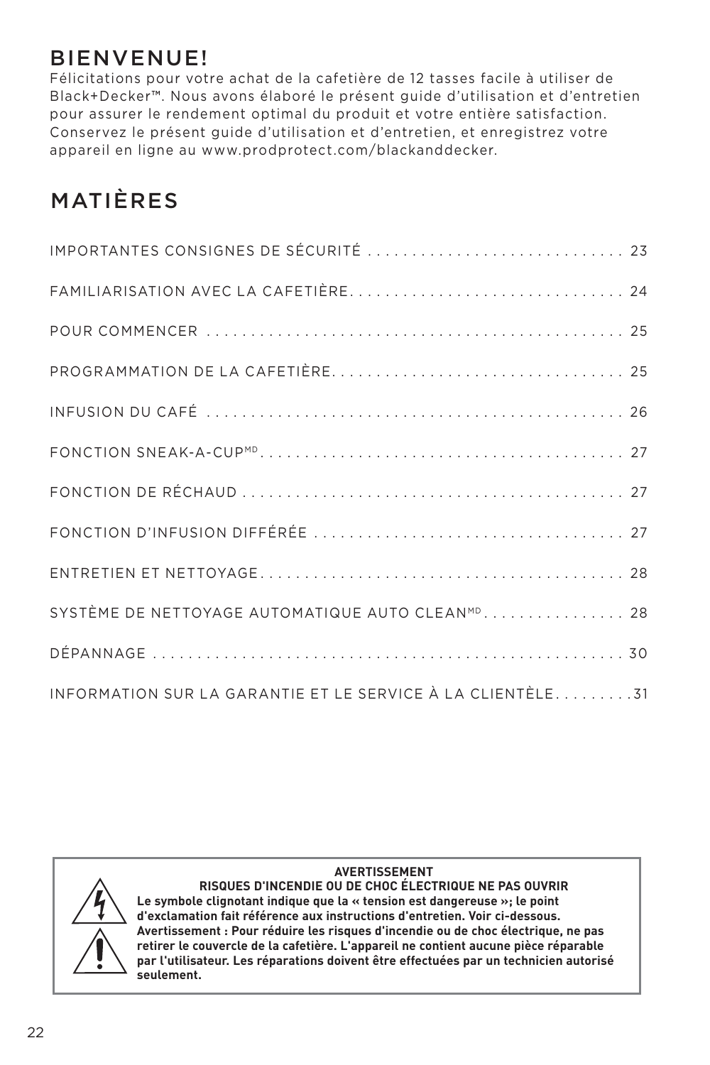# BIENVENUE!

Félicitations pour votre achat de la cafetière de 12 tasses facile à utiliser de Black+Decker™. Nous avons élaboré le présent guide d'utilisation et d'entretien pour assurer le rendement optimal du produit et votre entière satisfaction. Conservez le présent guide d'utilisation et d'entretien, et enregistrez votre appareil en ligne au www.prodprotect.com/blackanddecker.

# MATIÈRES

| | |
|---|---|
| IMPORTANTES CONSIGNES DE SÉCURITÉ | 23 |
| FAMILIARISATION AVEC LA CAFETIÈRE | 24 |
| POUR COMMENCER | 25 |
| PROGRAMMATION DE LA CAFETIÈRE | 25 |
| INFUSION DU CAFÉ | 26 |
| FONCTION SNEAK-A-CUP[MD] | 27 |
| FONCTION DE RÉCHAUD | 27 |
| FONCTION D'INFUSION DIFFÉRÉE | 27 |
| ENTRETIEN ET NETTOYAGE | 28 |
| SYSTÈME DE NETTOYAGE AUTOMATIQUE AUTO CLEAN[MD] | 28 |
| DÉPANNAGE | 30 |
| INFORMATION SUR LA GARANTIE ET LE SERVICE À LA CLIENTÈLE | 31 |

**AVERTISSEMENT**

**RISQUES D'INCENDIE OU DE CHOC ÉLECTRIQUE NE PAS OUVRIR**

**Le symbole clignotant indique que la « tension est dangereuse »; le point d'exclamation fait référence aux instructions d'entretien. Voir ci-dessous. Avertissement : Pour réduire les risques d'incendie ou de choc électrique, ne pas retirer le couvercle de la cafetière. L'appareil ne contient aucune pièce réparable par l'utilisateur. Les réparations doivent être effectuées par un technicien autorisé seulement.**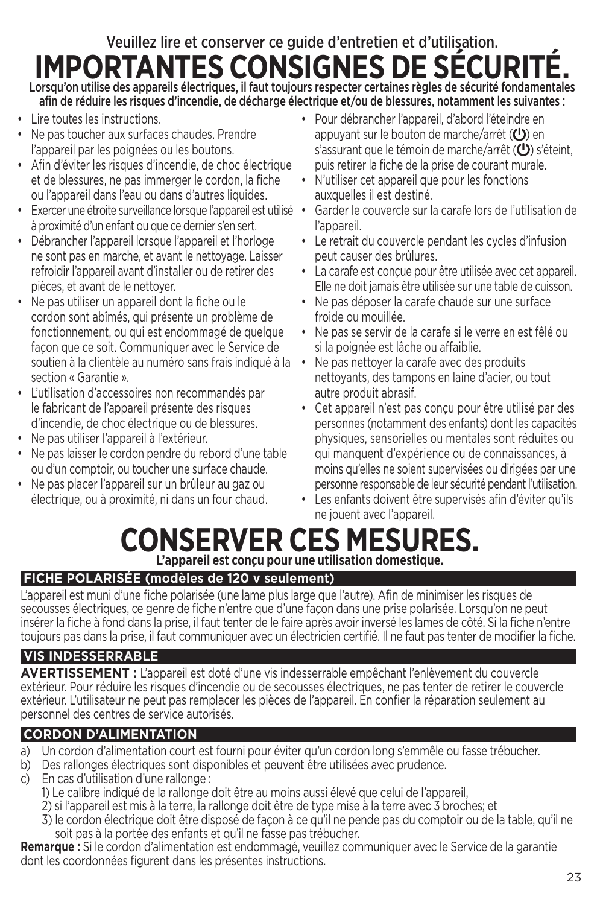Veuillez lire et conserver ce guide d'entretien et d'utilisation.

# IMPORTANTES CONSIGNES DE SÉCURITÉ.

**Lorsqu'on utilise des appareils électriques, il faut toujours respecter certaines règles de sécurité fondamentales afin de réduire les risques d'incendie, de décharge électrique et/ou de blessures, notamment les suivantes :**

- Lire toutes les instructions.
- Ne pas toucher aux surfaces chaudes. Prendre l'appareil par les poignées ou les boutons.
- Afin d'éviter les risques d'incendie, de choc électrique et de blessures, ne pas immerger le cordon, la fiche ou l'appareil dans l'eau ou dans d'autres liquides.
- Exercer une étroite surveillance lorsque l'appareil est utilisé à proximité d'un enfant ou que ce dernier s'en sert.
- Débrancher l'appareil lorsque l'appareil et l'horloge ne sont pas en marche, et avant le nettoyage. Laisser refroidir l'appareil avant d'installer ou de retirer des pièces, et avant de le nettoyer.
- Ne pas utiliser un appareil dont la fiche ou le cordon sont abîmés, qui présente un problème de fonctionnement, ou qui est endommagé de quelque façon que ce soit. Communiquer avec le Service de soutien à la clientèle au numéro sans frais indiqué à la section « Garantie ».
- L'utilisation d'accessoires non recommandés par le fabricant de l'appareil présente des risques d'incendie, de choc électrique ou de blessures.
- Ne pas utiliser l'appareil à l'extérieur.
- Ne pas laisser le cordon pendre du rebord d'une table ou d'un comptoir, ou toucher une surface chaude.
- Ne pas placer l'appareil sur un brûleur au gaz ou électrique, ou à proximité, ni dans un four chaud.
- Pour débrancher l'appareil, d'abord l'éteindre en appuyant sur le bouton de marche/arrêt (⏻) en s'assurant que le témoin de marche/arrêt (⏻) s'éteint, puis retirer la fiche de la prise de courant murale.
- N'utiliser cet appareil que pour les fonctions auxquelles il est destiné.
- Garder le couvercle sur la carafe lors de l'utilisation de l'appareil.
- Le retrait du couvercle pendant les cycles d'infusion peut causer des brûlures.
- La carafe est conçue pour être utilisée avec cet appareil. Elle ne doit jamais être utilisée sur une table de cuisson.
- Ne pas déposer la carafe chaude sur une surface froide ou mouillée.
- Ne pas se servir de la carafe si le verre en est fêlé ou si la poignée est lâche ou affaiblie.
- Ne pas nettoyer la carafe avec des produits nettoyants, des tampons en laine d'acier, ou tout autre produit abrasif.
- Cet appareil n'est pas conçu pour être utilisé par des personnes (notamment des enfants) dont les capacités physiques, sensorielles ou mentales sont réduites ou qui manquent d'expérience ou de connaissances, à moins qu'elles ne soient supervisées ou dirigées par une personne responsable de leur sécurité pendant l'utilisation.
- Les enfants doivent être supervisés afin d'éviter qu'ils ne jouent avec l'appareil.

# CONSERVER CES MESURES.

**L'appareil est conçu pour une utilisation domestique.**

## FICHE POLARISÉE (modèles de 120 v seulement)

L'appareil est muni d'une fiche polarisée (une lame plus large que l'autre). Afin de minimiser les risques de secousses électriques, ce genre de fiche n'entre que d'une façon dans une prise polarisée. Lorsqu'on ne peut insérer la fiche à fond dans la prise, il faut tenter de le faire après avoir inversé les lames de côté. Si la fiche n'entre toujours pas dans la prise, il faut communiquer avec un électricien certifié. Il ne faut pas tenter de modifier la fiche.

## VIS INDESSERRABLE

**AVERTISSEMENT :** L'appareil est doté d'une vis indesserrable empêchant l'enlèvement du couvercle extérieur. Pour réduire les risques d'incendie ou de secousses électriques, ne pas tenter de retirer le couvercle extérieur. L'utilisateur ne peut pas remplacer les pièces de l'appareil. En confier la réparation seulement au personnel des centres de service autorisés.

## CORDON D'ALIMENTATION

a) Un cordon d'alimentation court est fourni pour éviter qu'un cordon long s'emmêle ou fasse trébucher.
b) Des rallonges électriques sont disponibles et peuvent être utilisées avec prudence.
c) En cas d'utilisation d'une rallonge :
   1) Le calibre indiqué de la rallonge doit être au moins aussi élevé que celui de l'appareil,
   2) si l'appareil est mis à la terre, la rallonge doit être de type mise à la terre avec 3 broches; et
   3) le cordon électrique doit être disposé de façon à ce qu'il ne pende pas du comptoir ou de la table, qu'il ne soit pas à la portée des enfants et qu'il ne fasse pas trébucher.

**Remarque :** Si le cordon d'alimentation est endommagé, veuillez communiquer avec le Service de la garantie dont les coordonnées figurent dans les présentes instructions.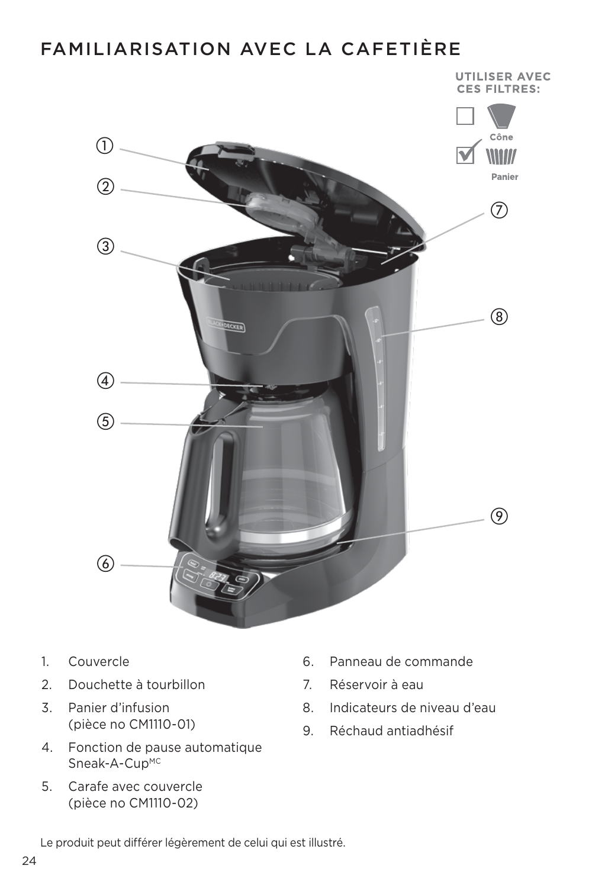# FAMILIARISATION AVEC LA CAFETIÈRE

**UTILISER AVEC CES FILTRES:**

☐ Cône

☑ Panier

1. Couvercle
2. Douchette à tourbillon
3. Panier d'infusion (pièce no CM1110-01)
4. Fonction de pause automatique Sneak-A-Cup[MC]
5. Carafe avec couvercle (pièce no CM1110-02)
6. Panneau de commande
7. Réservoir à eau
8. Indicateurs de niveau d'eau
9. Réchaud antiadhésif

Le produit peut différer légèrement de celui qui est illustré.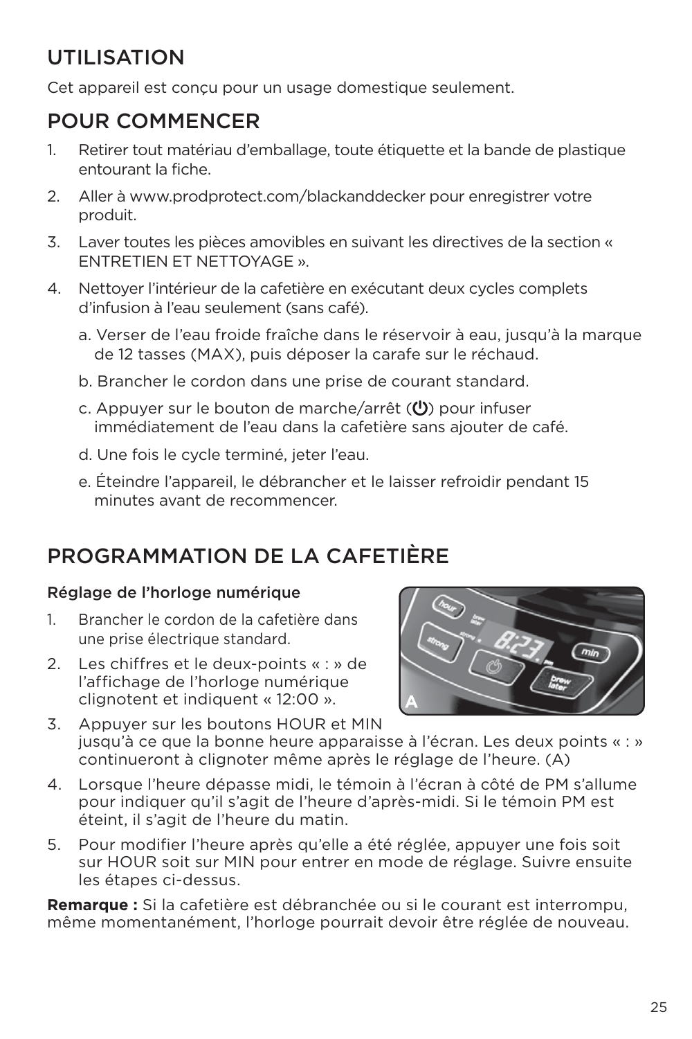## UTILISATION

Cet appareil est conçu pour un usage domestique seulement.

## POUR COMMENCER

1. Retirer tout matériau d'emballage, toute étiquette et la bande de plastique entourant la fiche.
2. Aller à www.prodprotect.com/blackanddecker pour enregistrer votre produit.
3. Laver toutes les pièces amovibles en suivant les directives de la section « ENTRETIEN ET NETTOYAGE ».
4. Nettoyer l'intérieur de la cafetière en exécutant deux cycles complets d'infusion à l'eau seulement (sans café).
   a. Verser de l'eau froide fraîche dans le réservoir à eau, jusqu'à la marque de 12 tasses (MAX), puis déposer la carafe sur le réchaud.
   b. Brancher le cordon dans une prise de courant standard.
   c. Appuyer sur le bouton de marche/arrêt (⏻) pour infuser immédiatement de l'eau dans la cafetière sans ajouter de café.
   d. Une fois le cycle terminé, jeter l'eau.
   e. Éteindre l'appareil, le débrancher et le laisser refroidir pendant 15 minutes avant de recommencer.

## PROGRAMMATION DE LA CAFETIÈRE

### Réglage de l'horloge numérique

1. Brancher le cordon de la cafetière dans une prise électrique standard.
2. Les chiffres et le deux-points « : » de l'affichage de l'horloge numérique clignotent et indiquent « 12:00 ».
3. Appuyer sur les boutons HOUR et MIN jusqu'à ce que la bonne heure apparaisse à l'écran. Les deux points « : » continueront à clignoter même après le réglage de l'heure. (A)
4. Lorsque l'heure dépasse midi, le témoin à l'écran à côté de PM s'allume pour indiquer qu'il s'agit de l'heure d'après-midi. Si le témoin PM est éteint, il s'agit de l'heure du matin.
5. Pour modifier l'heure après qu'elle a été réglée, appuyer une fois soit sur HOUR soit sur MIN pour entrer en mode de réglage. Suivre ensuite les étapes ci-dessus.

**Remarque :** Si la cafetière est débranchée ou si le courant est interrompu, même momentanément, l'horloge pourrait devoir être réglée de nouveau.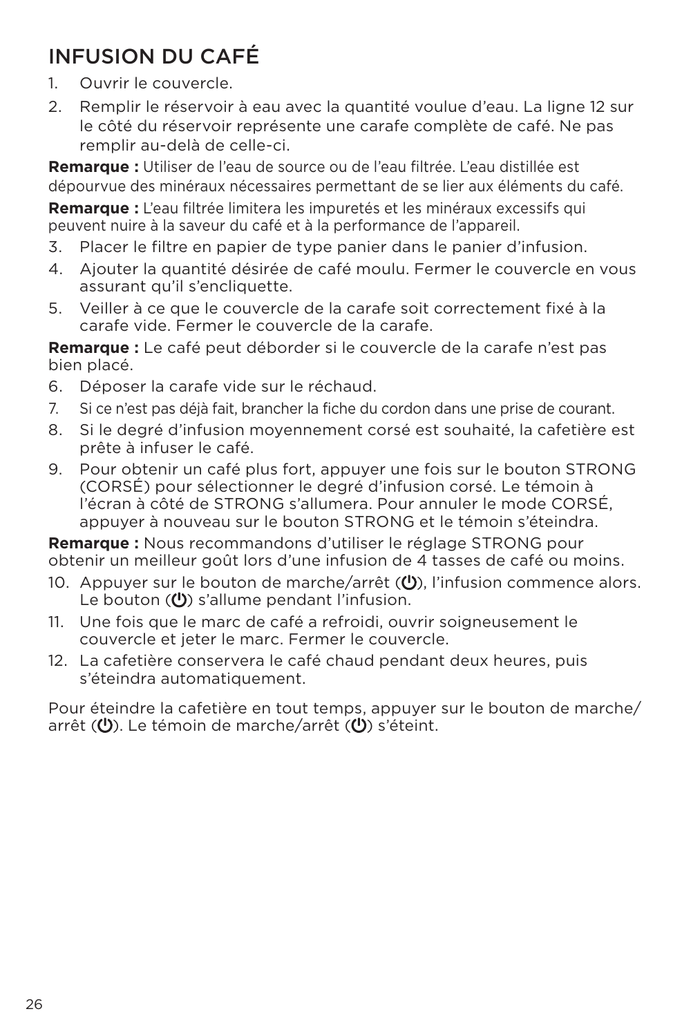## INFUSION DU CAFÉ

1. Ouvrir le couvercle.
2. Remplir le réservoir à eau avec la quantité voulue d'eau. La ligne 12 sur le côté du réservoir représente une carafe complète de café. Ne pas remplir au-delà de celle-ci.

**Remarque :** Utiliser de l'eau de source ou de l'eau filtrée. L'eau distillée est dépourvue des minéraux nécessaires permettant de se lier aux éléments du café.

**Remarque :** L'eau filtrée limitera les impuretés et les minéraux excessifs qui peuvent nuire à la saveur du café et à la performance de l'appareil.

3. Placer le filtre en papier de type panier dans le panier d'infusion.
4. Ajouter la quantité désirée de café moulu. Fermer le couvercle en vous assurant qu'il s'encliquette.
5. Veiller à ce que le couvercle de la carafe soit correctement fixé à la carafe vide. Fermer le couvercle de la carafe.

**Remarque :** Le café peut déborder si le couvercle de la carafe n'est pas bien placé.

6. Déposer la carafe vide sur le réchaud.
7. Si ce n'est pas déjà fait, brancher la fiche du cordon dans une prise de courant.
8. Si le degré d'infusion moyennement corsé est souhaité, la cafetière est prête à infuser le café.
9. Pour obtenir un café plus fort, appuyer une fois sur le bouton STRONG (CORSÉ) pour sélectionner le degré d'infusion corsé. Le témoin à l'écran à côté de STRONG s'allumera. Pour annuler le mode CORSÉ, appuyer à nouveau sur le bouton STRONG et le témoin s'éteindra.

**Remarque :** Nous recommandons d'utiliser le réglage STRONG pour obtenir un meilleur goût lors d'une infusion de 4 tasses de café ou moins.

10. Appuyer sur le bouton de marche/arrêt (⏻), l'infusion commence alors. Le bouton (⏻) s'allume pendant l'infusion.
11. Une fois que le marc de café a refroidi, ouvrir soigneusement le couvercle et jeter le marc. Fermer le couvercle.
12. La cafetière conservera le café chaud pendant deux heures, puis s'éteindra automatiquement.

Pour éteindre la cafetière en tout temps, appuyer sur le bouton de marche/arrêt (⏻). Le témoin de marche/arrêt (⏻) s'éteint.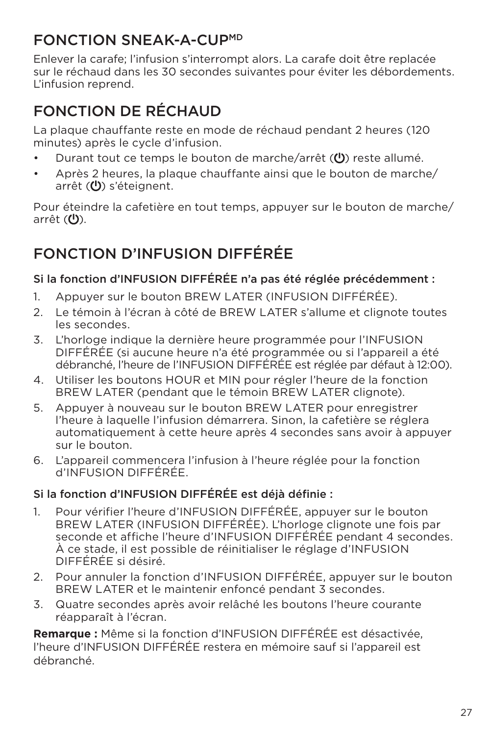## FONCTION SNEAK-A-CUP[MD]

Enlever la carafe; l'infusion s'interrompt alors. La carafe doit être replacée sur le réchaud dans les 30 secondes suivantes pour éviter les débordements. L'infusion reprend.

## FONCTION DE RÉCHAUD

La plaque chauffante reste en mode de réchaud pendant 2 heures (120 minutes) après le cycle d'infusion.

- Durant tout ce temps le bouton de marche/arrêt (⏻) reste allumé.
- Après 2 heures, la plaque chauffante ainsi que le bouton de marche/ arrêt (⏻) s'éteignent.

Pour éteindre la cafetière en tout temps, appuyer sur le bouton de marche/ arrêt (⏻).

## FONCTION D'INFUSION DIFFÉRÉE

### Si la fonction d'INFUSION DIFFÉRÉE n'a pas été réglée précédemment :

1. Appuyer sur le bouton BREW LATER (INFUSION DIFFÉRÉE).
2. Le témoin à l'écran à côté de BREW LATER s'allume et clignote toutes les secondes.
3. L'horloge indique la dernière heure programmée pour l'INFUSION DIFFÉRÉE (si aucune heure n'a été programmée ou si l'appareil a été débranché, l'heure de l'INFUSION DIFFÉRÉE est réglée par défaut à 12:00).
4. Utiliser les boutons HOUR et MIN pour régler l'heure de la fonction BREW LATER (pendant que le témoin BREW LATER clignote).
5. Appuyer à nouveau sur le bouton BREW LATER pour enregistrer l'heure à laquelle l'infusion démarrera. Sinon, la cafetière se réglera automatiquement à cette heure après 4 secondes sans avoir à appuyer sur le bouton.
6. L'appareil commencera l'infusion à l'heure réglée pour la fonction d'INFUSION DIFFÉRÉE.

### Si la fonction d'INFUSION DIFFÉRÉE est déjà définie :

1. Pour vérifier l'heure d'INFUSION DIFFÉRÉE, appuyer sur le bouton BREW LATER (INFUSION DIFFÉRÉE). L'horloge clignote une fois par seconde et affiche l'heure d'INFUSION DIFFÉRÉE pendant 4 secondes. À ce stade, il est possible de réinitialiser le réglage d'INFUSION DIFFÉRÉE si désiré.
2. Pour annuler la fonction d'INFUSION DIFFÉRÉE, appuyer sur le bouton BREW LATER et le maintenir enfoncé pendant 3 secondes.
3. Quatre secondes après avoir relâché les boutons l'heure courante réapparaît à l'écran.

**Remarque :** Même si la fonction d'INFUSION DIFFÉRÉE est désactivée, l'heure d'INFUSION DIFFÉRÉE restera en mémoire sauf si l'appareil est débranché.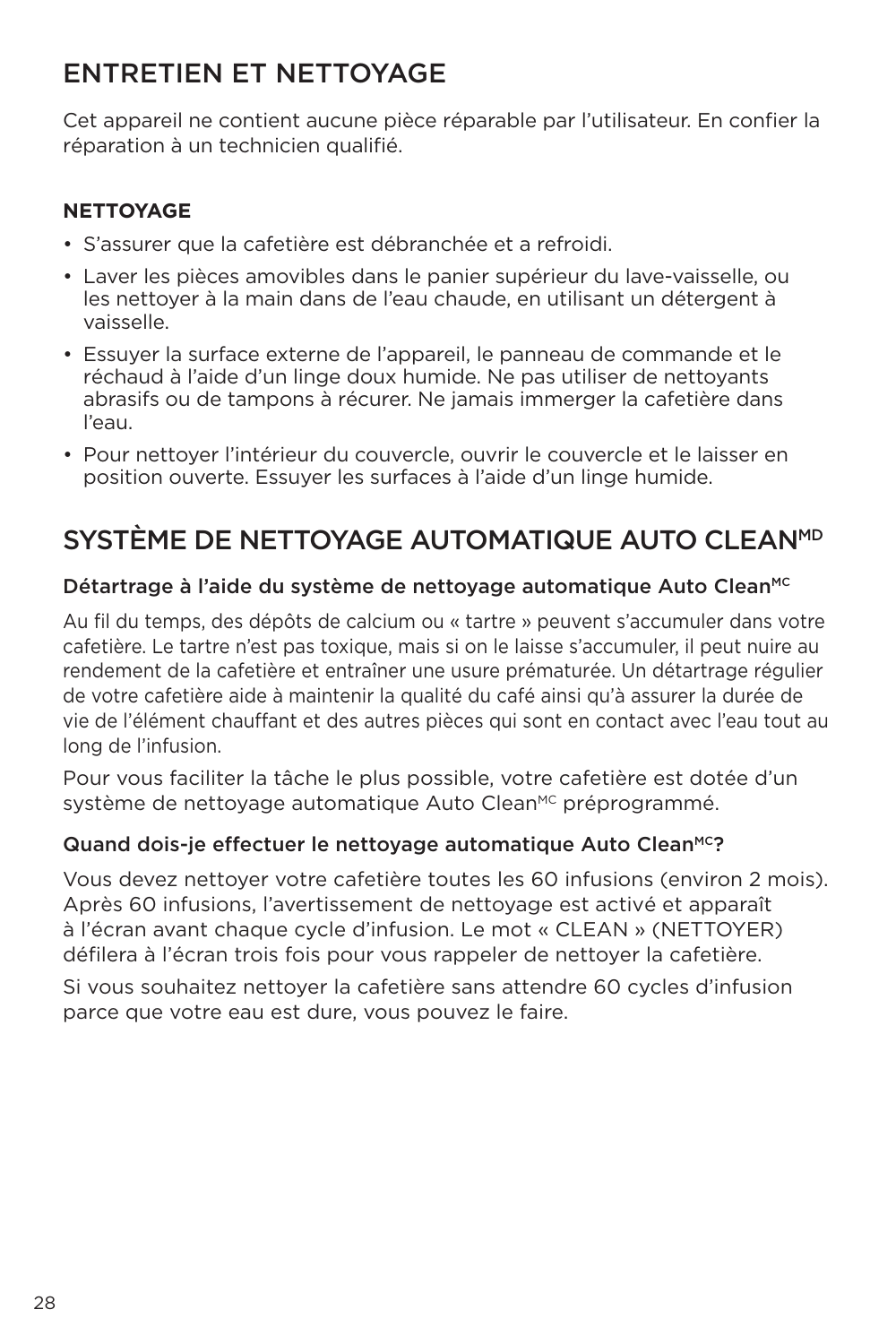# ENTRETIEN ET NETTOYAGE

Cet appareil ne contient aucune pièce réparable par l'utilisateur. En confier la réparation à un technicien qualifié.

### NETTOYAGE

- S'assurer que la cafetière est débranchée et a refroidi.
- Laver les pièces amovibles dans le panier supérieur du lave-vaisselle, ou les nettoyer à la main dans de l'eau chaude, en utilisant un détergent à vaisselle.
- Essuyer la surface externe de l'appareil, le panneau de commande et le réchaud à l'aide d'un linge doux humide. Ne pas utiliser de nettoyants abrasifs ou de tampons à récurer. Ne jamais immerger la cafetière dans l'eau.
- Pour nettoyer l'intérieur du couvercle, ouvrir le couvercle et le laisser en position ouverte. Essuyer les surfaces à l'aide d'un linge humide.

# SYSTÈME DE NETTOYAGE AUTOMATIQUE AUTO CLEAN[MD]

### Détartrage à l'aide du système de nettoyage automatique Auto Clean[MC]

Au fil du temps, des dépôts de calcium ou « tartre » peuvent s'accumuler dans votre cafetière. Le tartre n'est pas toxique, mais si on le laisse s'accumuler, il peut nuire au rendement de la cafetière et entraîner une usure prématurée. Un détartrage régulier de votre cafetière aide à maintenir la qualité du café ainsi qu'à assurer la durée de vie de l'élément chauffant et des autres pièces qui sont en contact avec l'eau tout au long de l'infusion.

Pour vous faciliter la tâche le plus possible, votre cafetière est dotée d'un système de nettoyage automatique Auto Clean[MC] préprogrammé.

### Quand dois-je effectuer le nettoyage automatique Auto Clean[MC]?

Vous devez nettoyer votre cafetière toutes les 60 infusions (environ 2 mois). Après 60 infusions, l'avertissement de nettoyage est activé et apparaît à l'écran avant chaque cycle d'infusion. Le mot « CLEAN » (NETTOYER) défilera à l'écran trois fois pour vous rappeler de nettoyer la cafetière.

Si vous souhaitez nettoyer la cafetière sans attendre 60 cycles d'infusion parce que votre eau est dure, vous pouvez le faire.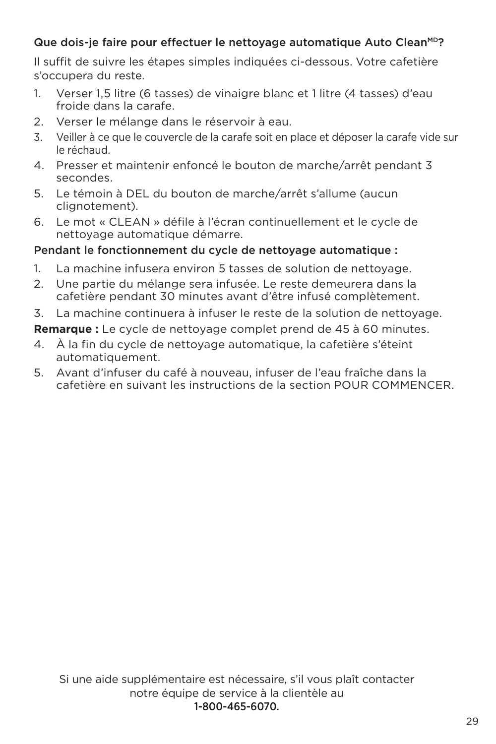### Que dois-je faire pour effectuer le nettoyage automatique Auto Clean[MD]?

Il suffit de suivre les étapes simples indiquées ci-dessous. Votre cafetière s'occupera du reste.

1. Verser 1,5 litre (6 tasses) de vinaigre blanc et 1 litre (4 tasses) d'eau froide dans la carafe.
2. Verser le mélange dans le réservoir à eau.
3. Veiller à ce que le couvercle de la carafe soit en place et déposer la carafe vide sur le réchaud.
4. Presser et maintenir enfoncé le bouton de marche/arrêt pendant 3 secondes.
5. Le témoin à DEL du bouton de marche/arrêt s'allume (aucun clignotement).
6. Le mot « CLEAN » défile à l'écran continuellement et le cycle de nettoyage automatique démarre.

### Pendant le fonctionnement du cycle de nettoyage automatique :

1. La machine infusera environ 5 tasses de solution de nettoyage.
2. Une partie du mélange sera infusée. Le reste demeurera dans la cafetière pendant 30 minutes avant d'être infusé complètement.
3. La machine continuera à infuser le reste de la solution de nettoyage.

**Remarque :** Le cycle de nettoyage complet prend de 45 à 60 minutes.

4. À la fin du cycle de nettoyage automatique, la cafetière s'éteint automatiquement.
5. Avant d'infuser du café à nouveau, infuser de l'eau fraîche dans la cafetière en suivant les instructions de la section POUR COMMENCER.

Si une aide supplémentaire est nécessaire, s'il vous plaît contacter notre équipe de service à la clientèle au **1-800-465-6070.**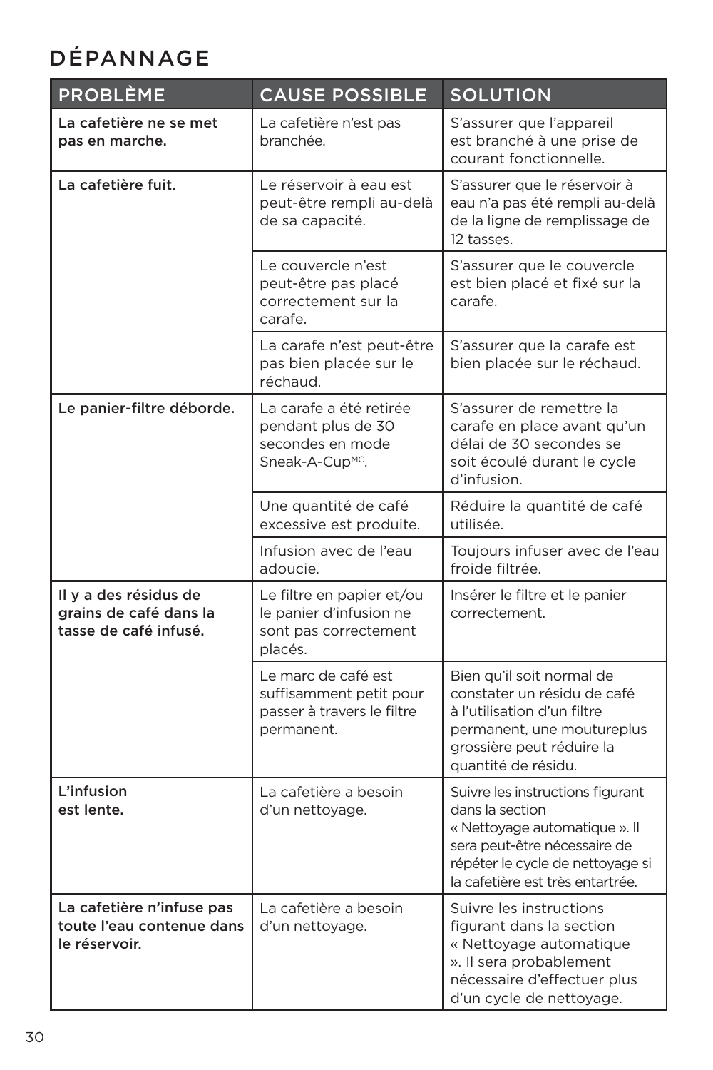# DÉPANNAGE

| PROBLÈME | CAUSE POSSIBLE | SOLUTION |
|---|---|---|
| **La cafetière ne se met pas en marche.** | La cafetière n'est pas branchée. | S'assurer que l'appareil est branché à une prise de courant fonctionnelle. |
| **La cafetière fuit.** | Le réservoir à eau est peut-être rempli au-delà de sa capacité. | S'assurer que le réservoir à eau n'a pas été rempli au-delà de la ligne de remplissage de 12 tasses. |
| | Le couvercle n'est peut-être pas placé correctement sur la carafe. | S'assurer que le couvercle est bien placé et fixé sur la carafe. |
| | La carafe n'est peut-être pas bien placée sur le réchaud. | S'assurer que la carafe est bien placée sur le réchaud. |
| **Le panier-filtre déborde.** | La carafe a été retirée pendant plus de 30 secondes en mode Sneak-A-Cup[MC]. | S'assurer de remettre la carafe en place avant qu'un délai de 30 secondes se soit écoulé durant le cycle d'infusion. |
| | Une quantité de café excessive est produite. | Réduire la quantité de café utilisée. |
| | Infusion avec de l'eau adoucie. | Toujours infuser avec de l'eau froide filtrée. |
| **Il y a des résidus de grains de café dans la tasse de café infusé.** | Le filtre en papier et/ou le panier d'infusion ne sont pas correctement placés. | Insérer le filtre et le panier correctement. |
| | Le marc de café est suffisamment petit pour passer à travers le filtre permanent. | Bien qu'il soit normal de constater un résidu de café à l'utilisation d'un filtre permanent, une moutureplus grossière peut réduire la quantité de résidu. |
| **L'infusion est lente.** | La cafetière a besoin d'un nettoyage. | Suivre les instructions figurant dans la section « Nettoyage automatique ». Il sera peut-être nécessaire de répéter le cycle de nettoyage si la cafetière est très entartrée. |
| **La cafetière n'infuse pas toute l'eau contenue dans le réservoir.** | La cafetière a besoin d'un nettoyage. | Suivre les instructions figurant dans la section « Nettoyage automatique ». Il sera probablement nécessaire d'effectuer plus d'un cycle de nettoyage. |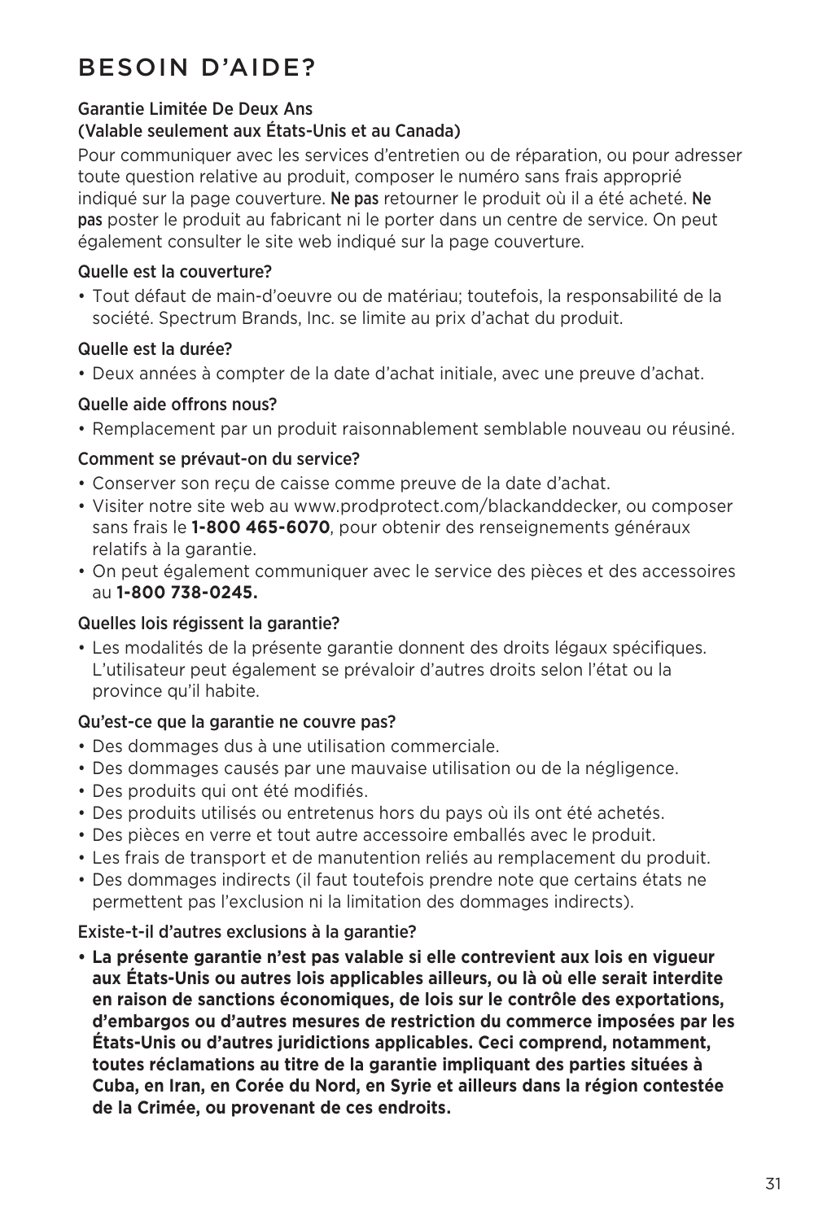# BESOIN D'AIDE?

**Garantie Limitée De Deux Ans**
**(Valable seulement aux États-Unis et au Canada)**

Pour communiquer avec les services d'entretien ou de réparation, ou pour adresser toute question relative au produit, composer le numéro sans frais approprié indiqué sur la page couverture. **Ne pas** retourner le produit où il a été acheté. **Ne pas** poster le produit au fabricant ni le porter dans un centre de service. On peut également consulter le site web indiqué sur la page couverture.

**Quelle est la couverture?**

- Tout défaut de main-d'oeuvre ou de matériau; toutefois, la responsabilité de la société. Spectrum Brands, Inc. se limite au prix d'achat du produit.

**Quelle est la durée?**

- Deux années à compter de la date d'achat initiale, avec une preuve d'achat.

**Quelle aide offrons nous?**

- Remplacement par un produit raisonnablement semblable nouveau ou réusiné.

**Comment se prévaut-on du service?**

- Conserver son reçu de caisse comme preuve de la date d'achat.
- Visiter notre site web au www.prodprotect.com/blackanddecker, ou composer sans frais le **1-800 465-6070**, pour obtenir des renseignements généraux relatifs à la garantie.
- On peut également communiquer avec le service des pièces et des accessoires au **1-800 738-0245.**

**Quelles lois régissent la garantie?**

- Les modalités de la présente garantie donnent des droits légaux spécifiques. L'utilisateur peut également se prévaloir d'autres droits selon l'état ou la province qu'il habite.

**Qu'est-ce que la garantie ne couvre pas?**

- Des dommages dus à une utilisation commerciale.
- Des dommages causés par une mauvaise utilisation ou de la négligence.
- Des produits qui ont été modifiés.
- Des produits utilisés ou entretenus hors du pays où ils ont été achetés.
- Des pièces en verre et tout autre accessoire emballés avec le produit.
- Les frais de transport et de manutention reliés au remplacement du produit.
- Des dommages indirects (il faut toutefois prendre note que certains états ne permettent pas l'exclusion ni la limitation des dommages indirects).

**Existe-t-il d'autres exclusions à la garantie?**

- **La présente garantie n'est pas valable si elle contrevient aux lois en vigueur aux États-Unis ou autres lois applicables ailleurs, ou là où elle serait interdite en raison de sanctions économiques, de lois sur le contrôle des exportations, d'embargos ou d'autres mesures de restriction du commerce imposées par les États-Unis ou d'autres juridictions applicables. Ceci comprend, notamment, toutes réclamations au titre de la garantie impliquant des parties situées à Cuba, en Iran, en Corée du Nord, en Syrie et ailleurs dans la région contestée de la Crimée, ou provenant de ces endroits.**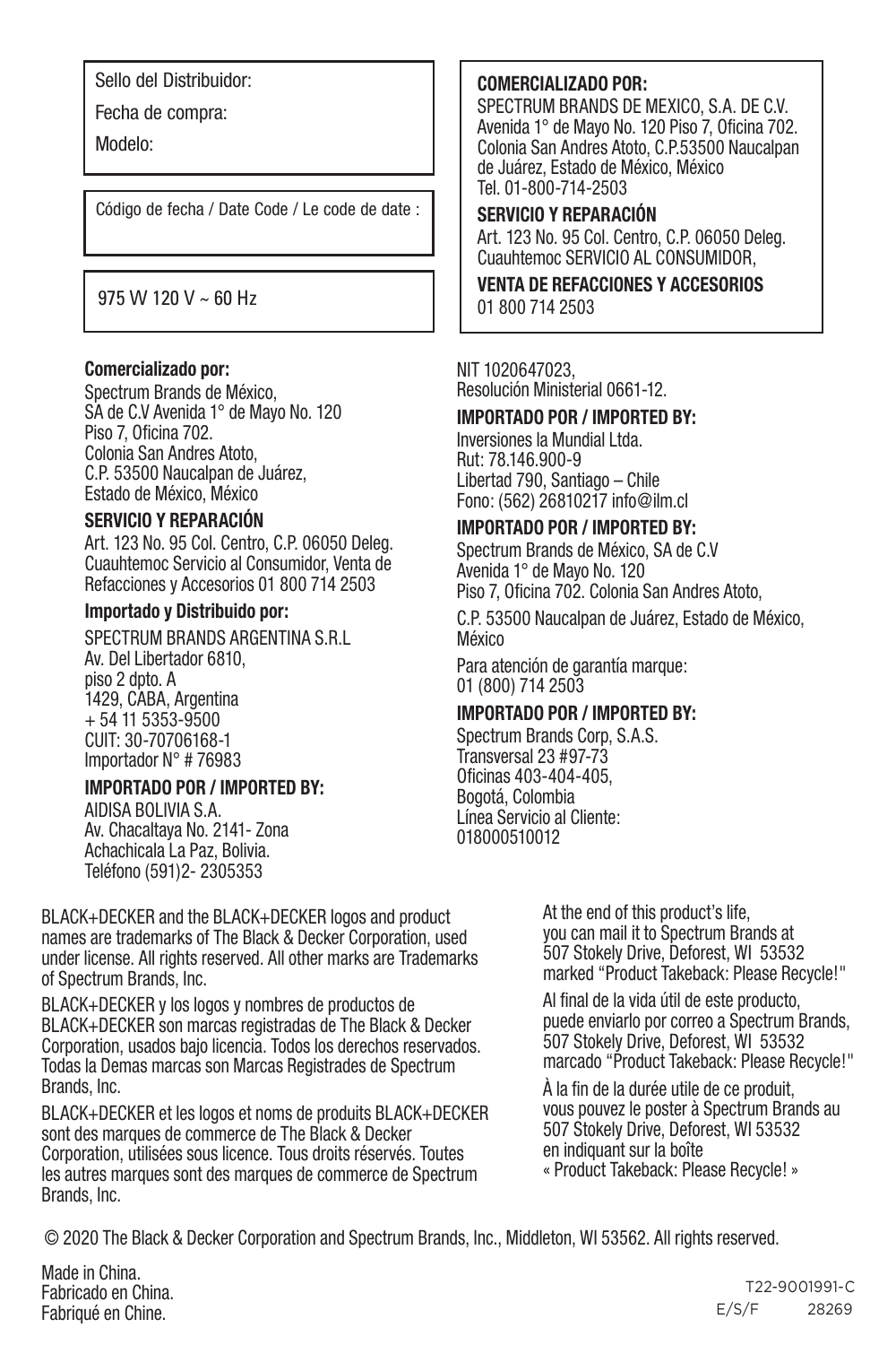Sello del Distribuidor:

Fecha de compra:

Modelo:

Código de fecha / Date Code / Le code de date :

975 W 120 V ~ 60 Hz

**COMERCIALIZADO POR:**
SPECTRUM BRANDS DE MEXICO, S.A. DE C.V.
Avenida 1° de Mayo No. 120 Piso 7, Oficina 702.
Colonia San Andres Atoto, C.P.53500 Naucalpan de Juárez, Estado de México, México
Tel. 01-800-714-2503

**SERVICIO Y REPARACIÓN**
Art. 123 No. 95 Col. Centro, C.P. 06050 Deleg. Cuauhtemoc SERVICIO AL CONSUMIDOR,

**VENTA DE REFACCIONES Y ACCESORIOS**
01 800 714 2503

**Comercializado por:**
Spectrum Brands de México,
SA de C.V Avenida 1° de Mayo No. 120
Piso 7, Oficina 702.
Colonia San Andres Atoto,
C.P. 53500 Naucalpan de Juárez,
Estado de México, México

**SERVICIO Y REPARACIÓN**
Art. 123 No. 95 Col. Centro, C.P. 06050 Deleg. Cuauhtemoc Servicio al Consumidor, Venta de Refacciones y Accesorios 01 800 714 2503

**Importado y Distribuido por:**
SPECTRUM BRANDS ARGENTINA S.R.L
Av. Del Libertador 6810,
piso 2 dpto. A
1429, CABA, Argentina
+ 54 11 5353-9500
CUIT: 30-70706168-1
Importador N° # 76983

**IMPORTADO POR / IMPORTED BY:**
AIDISA BOLIVIA S.A.
Av. Chacaltaya No. 2141- Zona
Achachicala La Paz, Bolivia.
Teléfono (591)2- 2305353

NIT 1020647023,
Resolución Ministerial 0661-12.

**IMPORTADO POR / IMPORTED BY:**
Inversiones la Mundial Ltda.
Rut: 78.146.900-9
Libertad 790, Santiago – Chile
Fono: (562) 26810217 info@ilm.cl

**IMPORTADO POR / IMPORTED BY:**
Spectrum Brands de México, SA de C.V
Avenida 1° de Mayo No. 120
Piso 7, Oficina 702. Colonia San Andres Atoto,

C.P. 53500 Naucalpan de Juárez, Estado de México, México

Para atención de garantía marque:
01 (800) 714 2503

**IMPORTADO POR / IMPORTED BY:**
Spectrum Brands Corp, S.A.S.
Transversal 23 #97-73
Oficinas 403-404-405,
Bogotá, Colombia
Línea Servicio al Cliente:
018000510012

BLACK+DECKER and the BLACK+DECKER logos and product names are trademarks of The Black & Decker Corporation, used under license. All rights reserved. All other marks are Trademarks of Spectrum Brands, Inc.

BLACK+DECKER y los logos y nombres de productos de BLACK+DECKER son marcas registradas de The Black & Decker Corporation, usados bajo licencia. Todos los derechos reservados. Todas la Demas marcas son Marcas Registrades de Spectrum Brands, Inc.

BLACK+DECKER et les logos et noms de produits BLACK+DECKER sont des marques de commerce de The Black & Decker Corporation, utilisées sous licence. Tous droits réservés. Toutes les autres marques sont des marques de commerce de Spectrum Brands, Inc.

At the end of this product's life, you can mail it to Spectrum Brands at 507 Stokely Drive, Deforest, WI 53532 marked "Product Takeback: Please Recycle!"

Al final de la vida útil de este producto, puede enviarlo por correo a Spectrum Brands, 507 Stokely Drive, Deforest, WI 53532 marcado "Product Takeback: Please Recycle!"

À la fin de la durée utile de ce produit, vous pouvez le poster à Spectrum Brands au 507 Stokely Drive, Deforest, WI 53532 en indiquant sur la boîte « Product Takeback: Please Recycle! »

© 2020 The Black & Decker Corporation and Spectrum Brands, Inc., Middleton, WI 53562. All rights reserved.

Made in China.
Fabricado en China.
Fabriqué en Chine.

T22-9001991-C
E/S/F 28269